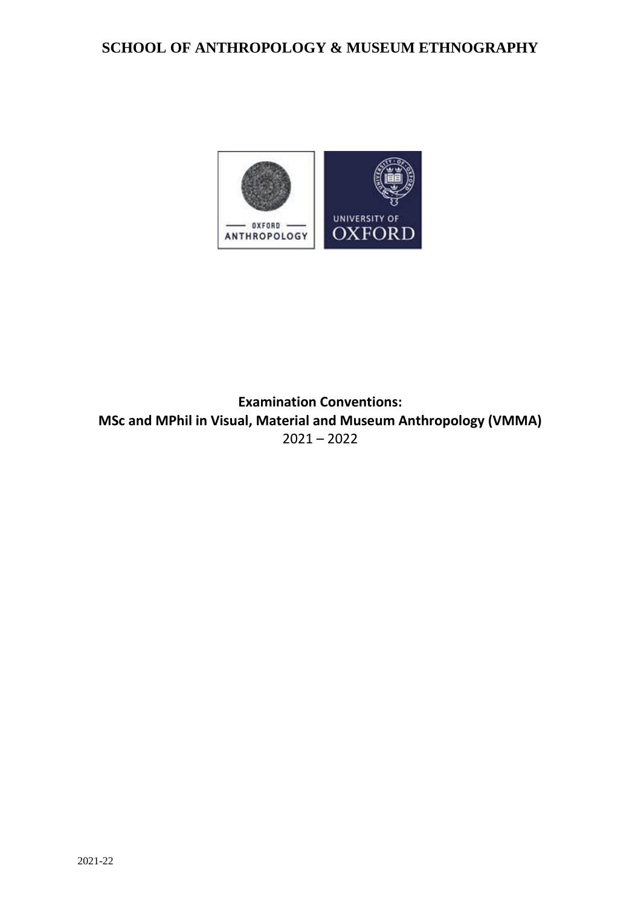# SCHOOL OF ANTHROPOLOGY & MUSEUM ETHNOGRAPHY

**Examination Conventions:**
**MSc and MPhil in Visual, Material and Museum Anthropology (VMMA)**
2021 – 2022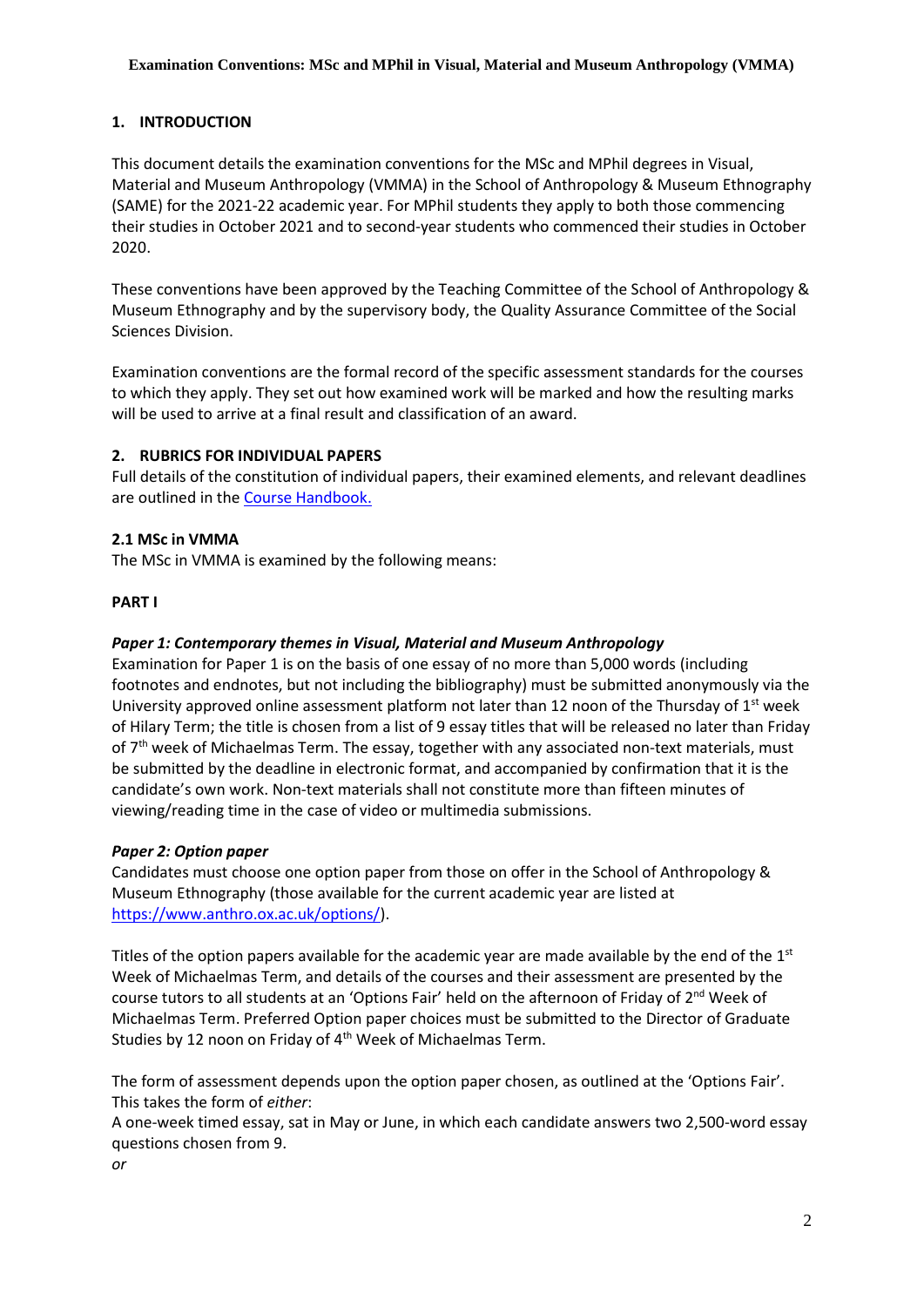## 1. INTRODUCTION

This document details the examination conventions for the MSc and MPhil degrees in Visual, Material and Museum Anthropology (VMMA) in the School of Anthropology & Museum Ethnography (SAME) for the 2021-22 academic year. For MPhil students they apply to both those commencing their studies in October 2021 and to second-year students who commenced their studies in October 2020.

These conventions have been approved by the Teaching Committee of the School of Anthropology & Museum Ethnography and by the supervisory body, the Quality Assurance Committee of the Social Sciences Division.

Examination conventions are the formal record of the specific assessment standards for the courses to which they apply. They set out how examined work will be marked and how the resulting marks will be used to arrive at a final result and classification of an award.

## 2. RUBRICS FOR INDIVIDUAL PAPERS

Full details of the constitution of individual papers, their examined elements, and relevant deadlines are outlined in the Course Handbook.

### 2.1 MSc in VMMA

The MSc in VMMA is examined by the following means:

**PART I**

***Paper 1: Contemporary themes in Visual, Material and Museum Anthropology***

Examination for Paper 1 is on the basis of one essay of no more than 5,000 words (including footnotes and endnotes, but not including the bibliography) must be submitted anonymously via the University approved online assessment platform not later than 12 noon of the Thursday of 1st week of Hilary Term; the title is chosen from a list of 9 essay titles that will be released no later than Friday of 7th week of Michaelmas Term. The essay, together with any associated non-text materials, must be submitted by the deadline in electronic format, and accompanied by confirmation that it is the candidate's own work. Non-text materials shall not constitute more than fifteen minutes of viewing/reading time in the case of video or multimedia submissions.

***Paper 2: Option paper***

Candidates must choose one option paper from those on offer in the School of Anthropology & Museum Ethnography (those available for the current academic year are listed at https://www.anthro.ox.ac.uk/options/).

Titles of the option papers available for the academic year are made available by the end of the 1st Week of Michaelmas Term, and details of the courses and their assessment are presented by the course tutors to all students at an 'Options Fair' held on the afternoon of Friday of 2nd Week of Michaelmas Term. Preferred Option paper choices must be submitted to the Director of Graduate Studies by 12 noon on Friday of 4th Week of Michaelmas Term.

The form of assessment depends upon the option paper chosen, as outlined at the 'Options Fair'. This takes the form of *either*:

A one-week timed essay, sat in May or June, in which each candidate answers two 2,500-word essay questions chosen from 9.

*or*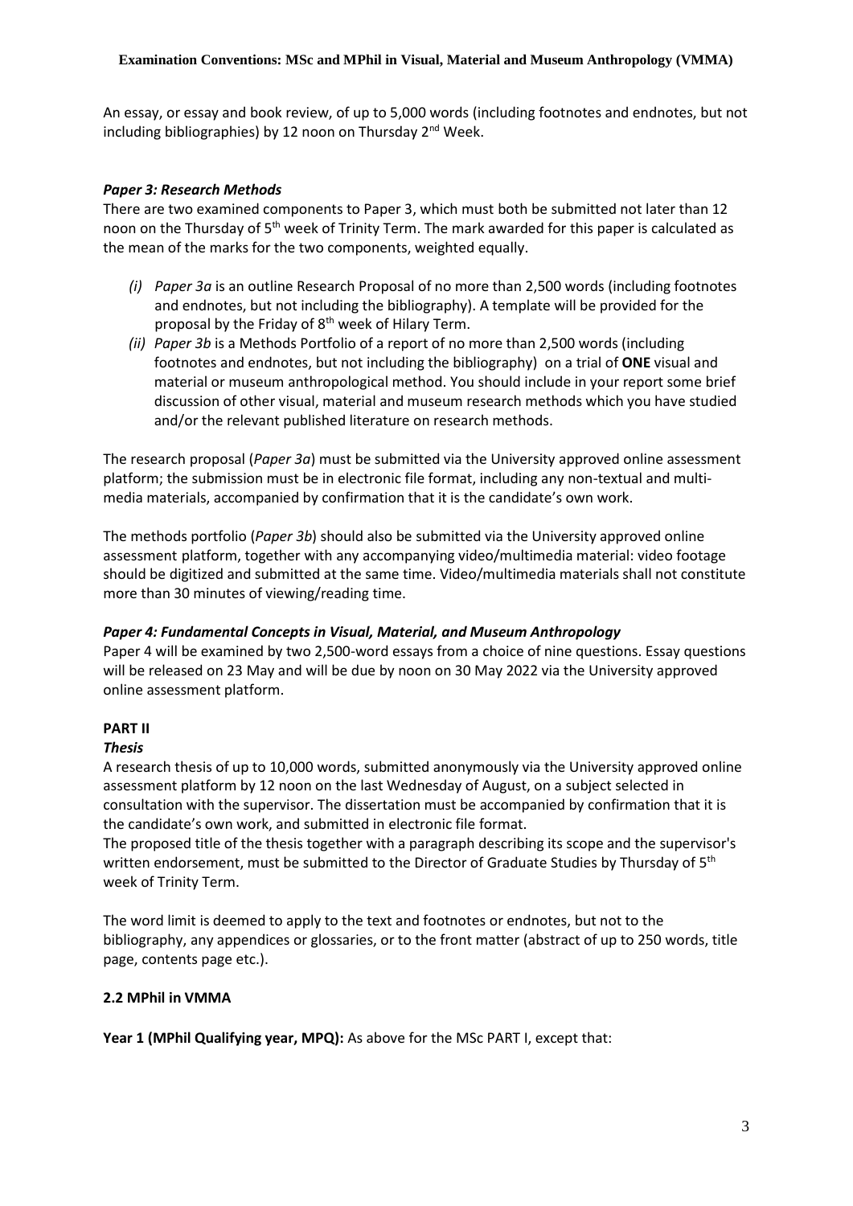An essay, or essay and book review, of up to 5,000 words (including footnotes and endnotes, but not including bibliographies) by 12 noon on Thursday 2nd Week.

### *Paper 3: Research Methods*

There are two examined components to Paper 3, which must both be submitted not later than 12 noon on the Thursday of 5th week of Trinity Term. The mark awarded for this paper is calculated as the mean of the marks for the two components, weighted equally.

*(i)* *Paper 3a* is an outline Research Proposal of no more than 2,500 words (including footnotes and endnotes, but not including the bibliography). A template will be provided for the proposal by the Friday of 8th week of Hilary Term.

*(ii)* *Paper 3b* is a Methods Portfolio of a report of no more than 2,500 words (including footnotes and endnotes, but not including the bibliography) on a trial of **ONE** visual and material or museum anthropological method. You should include in your report some brief discussion of other visual, material and museum research methods which you have studied and/or the relevant published literature on research methods.

The research proposal (*Paper 3a*) must be submitted via the University approved online assessment platform; the submission must be in electronic file format, including any non-textual and multi-media materials, accompanied by confirmation that it is the candidate's own work.

The methods portfolio (*Paper 3b*) should also be submitted via the University approved online assessment platform, together with any accompanying video/multimedia material: video footage should be digitized and submitted at the same time. Video/multimedia materials shall not constitute more than 30 minutes of viewing/reading time.

### *Paper 4: Fundamental Concepts in Visual, Material, and Museum Anthropology*

Paper 4 will be examined by two 2,500-word essays from a choice of nine questions. Essay questions will be released on 23 May and will be due by noon on 30 May 2022 via the University approved online assessment platform.

## PART II

### *Thesis*

A research thesis of up to 10,000 words, submitted anonymously via the University approved online assessment platform by 12 noon on the last Wednesday of August, on a subject selected in consultation with the supervisor. The dissertation must be accompanied by confirmation that it is the candidate's own work, and submitted in electronic file format.

The proposed title of the thesis together with a paragraph describing its scope and the supervisor's written endorsement, must be submitted to the Director of Graduate Studies by Thursday of 5th week of Trinity Term.

The word limit is deemed to apply to the text and footnotes or endnotes, but not to the bibliography, any appendices or glossaries, or to the front matter (abstract of up to 250 words, title page, contents page etc.).

## 2.2 MPhil in VMMA

**Year 1 (MPhil Qualifying year, MPQ):** As above for the MSc PART I, except that: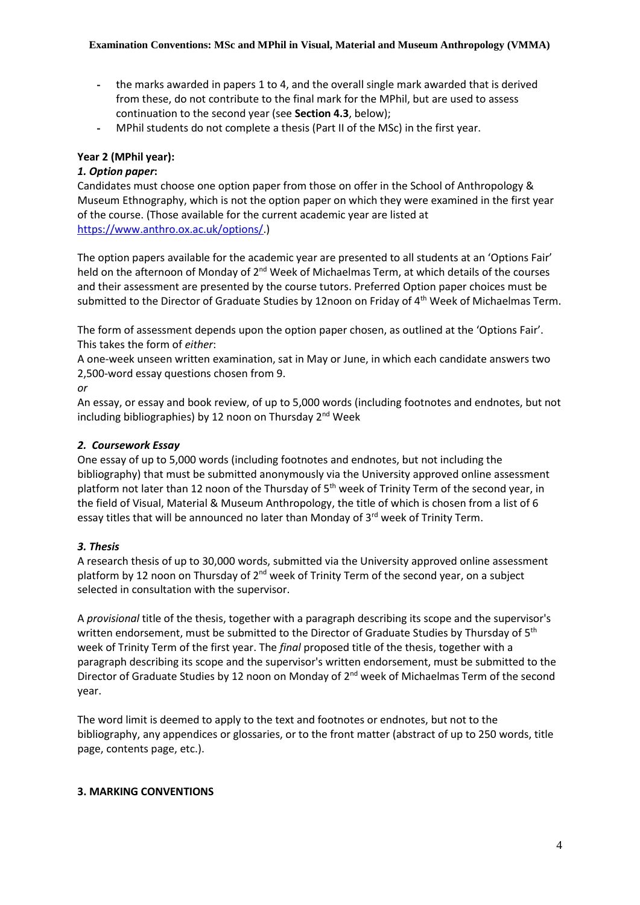- the marks awarded in papers 1 to 4, and the overall single mark awarded that is derived from these, do not contribute to the final mark for the MPhil, but are used to assess continuation to the second year (see **Section 4.3**, below);
- MPhil students do not complete a thesis (Part II of the MSc) in the first year.

**Year 2 (MPhil year):**

***1. Option paper*:**

Candidates must choose one option paper from those on offer in the School of Anthropology & Museum Ethnography, which is not the option paper on which they were examined in the first year of the course. (Those available for the current academic year are listed at https://www.anthro.ox.ac.uk/options/.)

The option papers available for the academic year are presented to all students at an 'Options Fair' held on the afternoon of Monday of 2nd Week of Michaelmas Term, at which details of the courses and their assessment are presented by the course tutors. Preferred Option paper choices must be submitted to the Director of Graduate Studies by 12noon on Friday of 4th Week of Michaelmas Term.

The form of assessment depends upon the option paper chosen, as outlined at the 'Options Fair'. This takes the form of *either*:

A one-week unseen written examination, sat in May or June, in which each candidate answers two 2,500-word essay questions chosen from 9.

*or*

An essay, or essay and book review, of up to 5,000 words (including footnotes and endnotes, but not including bibliographies) by 12 noon on Thursday 2nd Week

***2. Coursework Essay***

One essay of up to 5,000 words (including footnotes and endnotes, but not including the bibliography) that must be submitted anonymously via the University approved online assessment platform not later than 12 noon of the Thursday of 5th week of Trinity Term of the second year, in the field of Visual, Material & Museum Anthropology, the title of which is chosen from a list of 6 essay titles that will be announced no later than Monday of 3rd week of Trinity Term.

***3. Thesis***

A research thesis of up to 30,000 words, submitted via the University approved online assessment platform by 12 noon on Thursday of 2nd week of Trinity Term of the second year, on a subject selected in consultation with the supervisor.

A *provisional* title of the thesis, together with a paragraph describing its scope and the supervisor's written endorsement, must be submitted to the Director of Graduate Studies by Thursday of 5th week of Trinity Term of the first year. The *final* proposed title of the thesis, together with a paragraph describing its scope and the supervisor's written endorsement, must be submitted to the Director of Graduate Studies by 12 noon on Monday of 2nd week of Michaelmas Term of the second year.

The word limit is deemed to apply to the text and footnotes or endnotes, but not to the bibliography, any appendices or glossaries, or to the front matter (abstract of up to 250 words, title page, contents page, etc.).

## 3. MARKING CONVENTIONS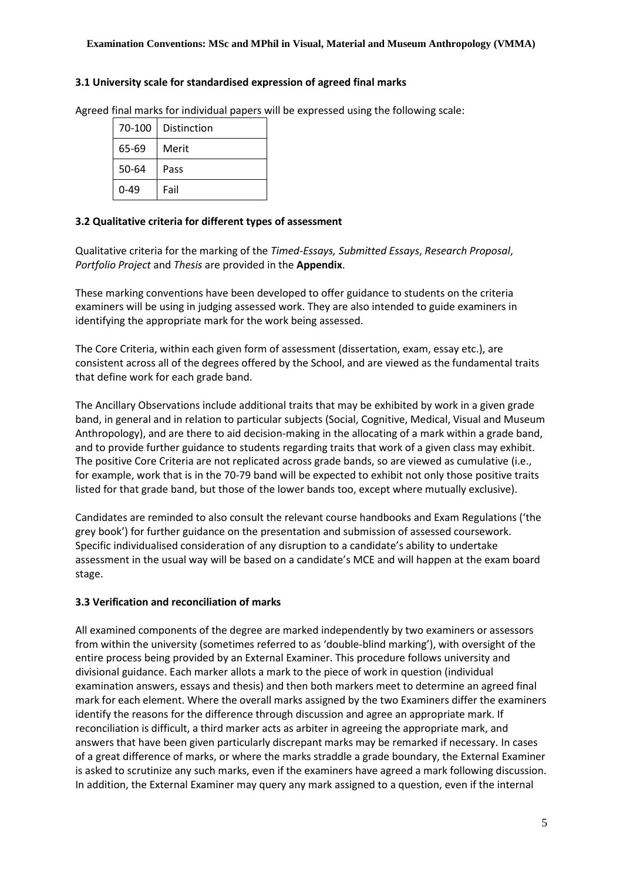### 3.1 University scale for standardised expression of agreed final marks

Agreed final marks for individual papers will be expressed using the following scale:

| | |
|---|---|
| 70-100 | Distinction |
| 65-69 | Merit |
| 50-64 | Pass |
| 0-49 | Fail |

### 3.2 Qualitative criteria for different types of assessment

Qualitative criteria for the marking of the *Timed-Essays, Submitted Essays*, *Research Proposal*, *Portfolio Project* and *Thesis* are provided in the **Appendix**.

These marking conventions have been developed to offer guidance to students on the criteria examiners will be using in judging assessed work. They are also intended to guide examiners in identifying the appropriate mark for the work being assessed.

The Core Criteria, within each given form of assessment (dissertation, exam, essay etc.), are consistent across all of the degrees offered by the School, and are viewed as the fundamental traits that define work for each grade band.

The Ancillary Observations include additional traits that may be exhibited by work in a given grade band, in general and in relation to particular subjects (Social, Cognitive, Medical, Visual and Museum Anthropology), and are there to aid decision-making in the allocating of a mark within a grade band, and to provide further guidance to students regarding traits that work of a given class may exhibit. The positive Core Criteria are not replicated across grade bands, so are viewed as cumulative (i.e., for example, work that is in the 70-79 band will be expected to exhibit not only those positive traits listed for that grade band, but those of the lower bands too, except where mutually exclusive).

Candidates are reminded to also consult the relevant course handbooks and Exam Regulations ('the grey book') for further guidance on the presentation and submission of assessed coursework. Specific individualised consideration of any disruption to a candidate's ability to undertake assessment in the usual way will be based on a candidate's MCE and will happen at the exam board stage.

### 3.3 Verification and reconciliation of marks

All examined components of the degree are marked independently by two examiners or assessors from within the university (sometimes referred to as 'double-blind marking'), with oversight of the entire process being provided by an External Examiner. This procedure follows university and divisional guidance. Each marker allots a mark to the piece of work in question (individual examination answers, essays and thesis) and then both markers meet to determine an agreed final mark for each element. Where the overall marks assigned by the two Examiners differ the examiners identify the reasons for the difference through discussion and agree an appropriate mark. If reconciliation is difficult, a third marker acts as arbiter in agreeing the appropriate mark, and answers that have been given particularly discrepant marks may be remarked if necessary. In cases of a great difference of marks, or where the marks straddle a grade boundary, the External Examiner is asked to scrutinize any such marks, even if the examiners have agreed a mark following discussion. In addition, the External Examiner may query any mark assigned to a question, even if the internal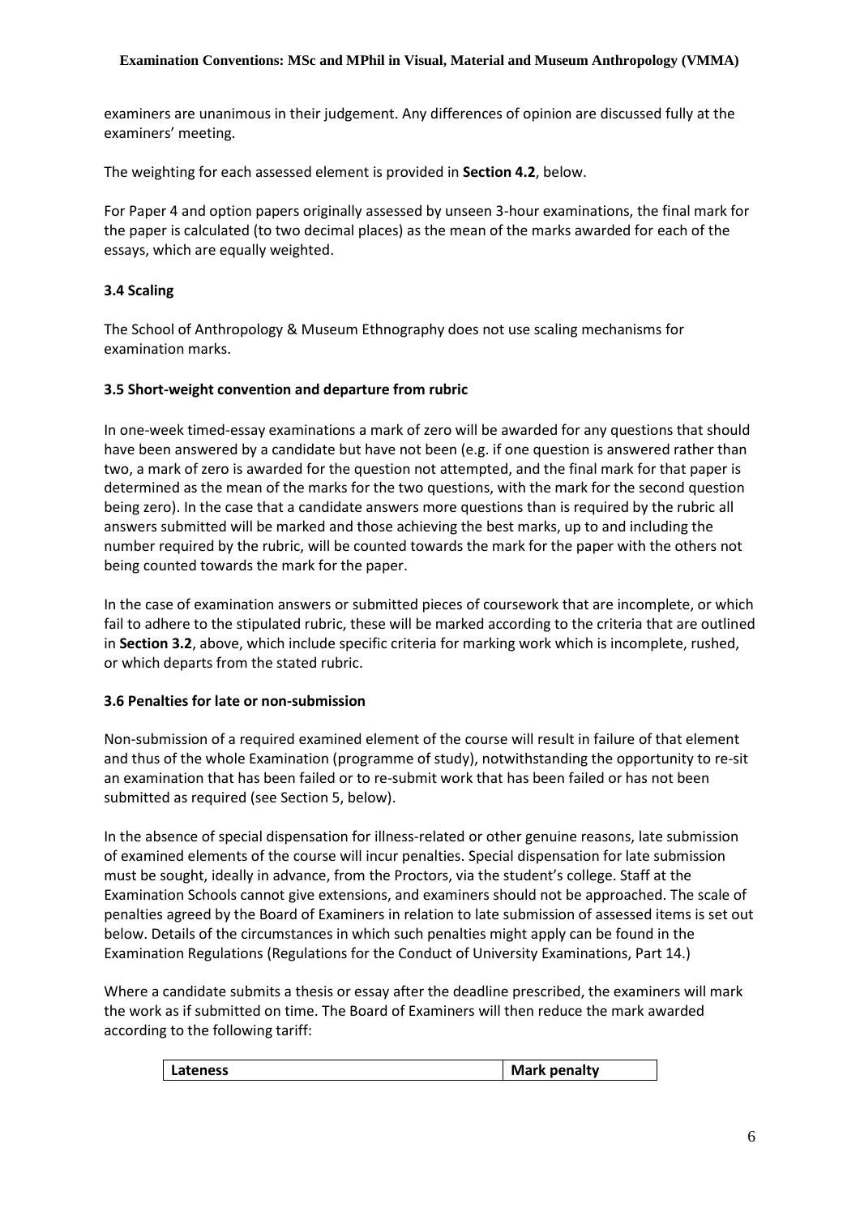examiners are unanimous in their judgement. Any differences of opinion are discussed fully at the examiners' meeting.

The weighting for each assessed element is provided in **Section 4.2**, below.

For Paper 4 and option papers originally assessed by unseen 3-hour examinations, the final mark for the paper is calculated (to two decimal places) as the mean of the marks awarded for each of the essays, which are equally weighted.

### 3.4 Scaling

The School of Anthropology & Museum Ethnography does not use scaling mechanisms for examination marks.

### 3.5 Short-weight convention and departure from rubric

In one-week timed-essay examinations a mark of zero will be awarded for any questions that should have been answered by a candidate but have not been (e.g. if one question is answered rather than two, a mark of zero is awarded for the question not attempted, and the final mark for that paper is determined as the mean of the marks for the two questions, with the mark for the second question being zero). In the case that a candidate answers more questions than is required by the rubric all answers submitted will be marked and those achieving the best marks, up to and including the number required by the rubric, will be counted towards the mark for the paper with the others not being counted towards the mark for the paper.

In the case of examination answers or submitted pieces of coursework that are incomplete, or which fail to adhere to the stipulated rubric, these will be marked according to the criteria that are outlined in **Section 3.2**, above, which include specific criteria for marking work which is incomplete, rushed, or which departs from the stated rubric.

### 3.6 Penalties for late or non-submission

Non-submission of a required examined element of the course will result in failure of that element and thus of the whole Examination (programme of study), notwithstanding the opportunity to re-sit an examination that has been failed or to re-submit work that has been failed or has not been submitted as required (see Section 5, below).

In the absence of special dispensation for illness-related or other genuine reasons, late submission of examined elements of the course will incur penalties. Special dispensation for late submission must be sought, ideally in advance, from the Proctors, via the student's college. Staff at the Examination Schools cannot give extensions, and examiners should not be approached. The scale of penalties agreed by the Board of Examiners in relation to late submission of assessed items is set out below. Details of the circumstances in which such penalties might apply can be found in the Examination Regulations (Regulations for the Conduct of University Examinations, Part 14.)

Where a candidate submits a thesis or essay after the deadline prescribed, the examiners will mark the work as if submitted on time. The Board of Examiners will then reduce the mark awarded according to the following tariff:

| Lateness | Mark penalty |
| --- | --- |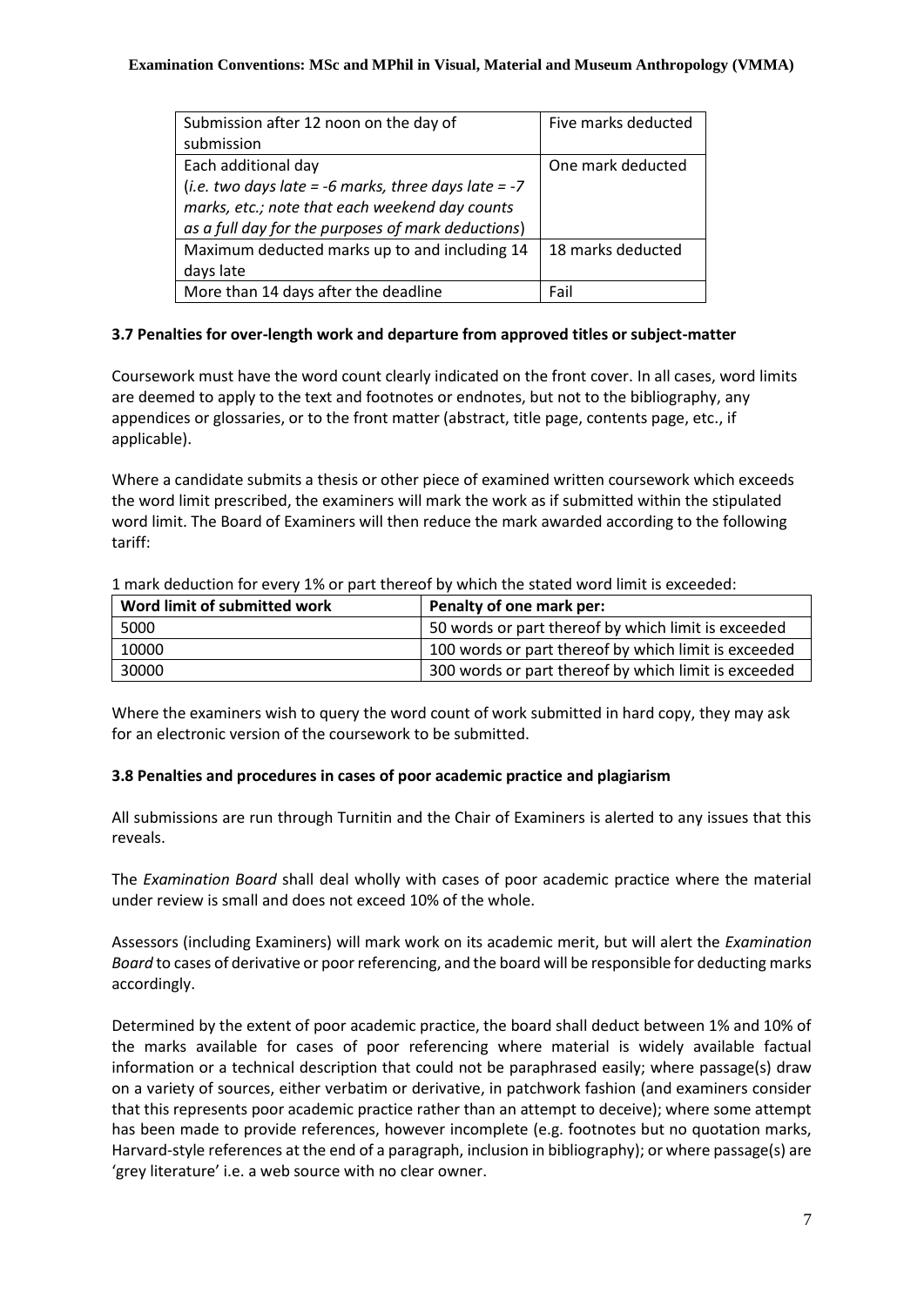| Submission after 12 noon on the day of submission | Five marks deducted |
|---|---|
| Each additional day (*i.e. two days late = -6 marks, three days late = -7 marks, etc.; note that each weekend day counts as a full day for the purposes of mark deductions*) | One mark deducted |
| Maximum deducted marks up to and including 14 days late | 18 marks deducted |
| More than 14 days after the deadline | Fail |

### 3.7 Penalties for over-length work and departure from approved titles or subject-matter

Coursework must have the word count clearly indicated on the front cover. In all cases, word limits are deemed to apply to the text and footnotes or endnotes, but not to the bibliography, any appendices or glossaries, or to the front matter (abstract, title page, contents page, etc., if applicable).

Where a candidate submits a thesis or other piece of examined written coursework which exceeds the word limit prescribed, the examiners will mark the work as if submitted within the stipulated word limit. The Board of Examiners will then reduce the mark awarded according to the following tariff:

1 mark deduction for every 1% or part thereof by which the stated word limit is exceeded:

| Word limit of submitted work | Penalty of one mark per: |
|---|---|
| 5000 | 50 words or part thereof by which limit is exceeded |
| 10000 | 100 words or part thereof by which limit is exceeded |
| 30000 | 300 words or part thereof by which limit is exceeded |

Where the examiners wish to query the word count of work submitted in hard copy, they may ask for an electronic version of the coursework to be submitted.

### 3.8 Penalties and procedures in cases of poor academic practice and plagiarism

All submissions are run through Turnitin and the Chair of Examiners is alerted to any issues that this reveals.

The *Examination Board* shall deal wholly with cases of poor academic practice where the material under review is small and does not exceed 10% of the whole.

Assessors (including Examiners) will mark work on its academic merit, but will alert the *Examination Board* to cases of derivative or poor referencing, and the board will be responsible for deducting marks accordingly.

Determined by the extent of poor academic practice, the board shall deduct between 1% and 10% of the marks available for cases of poor referencing where material is widely available factual information or a technical description that could not be paraphrased easily; where passage(s) draw on a variety of sources, either verbatim or derivative, in patchwork fashion (and examiners consider that this represents poor academic practice rather than an attempt to deceive); where some attempt has been made to provide references, however incomplete (e.g. footnotes but no quotation marks, Harvard-style references at the end of a paragraph, inclusion in bibliography); or where passage(s) are 'grey literature' i.e. a web source with no clear owner.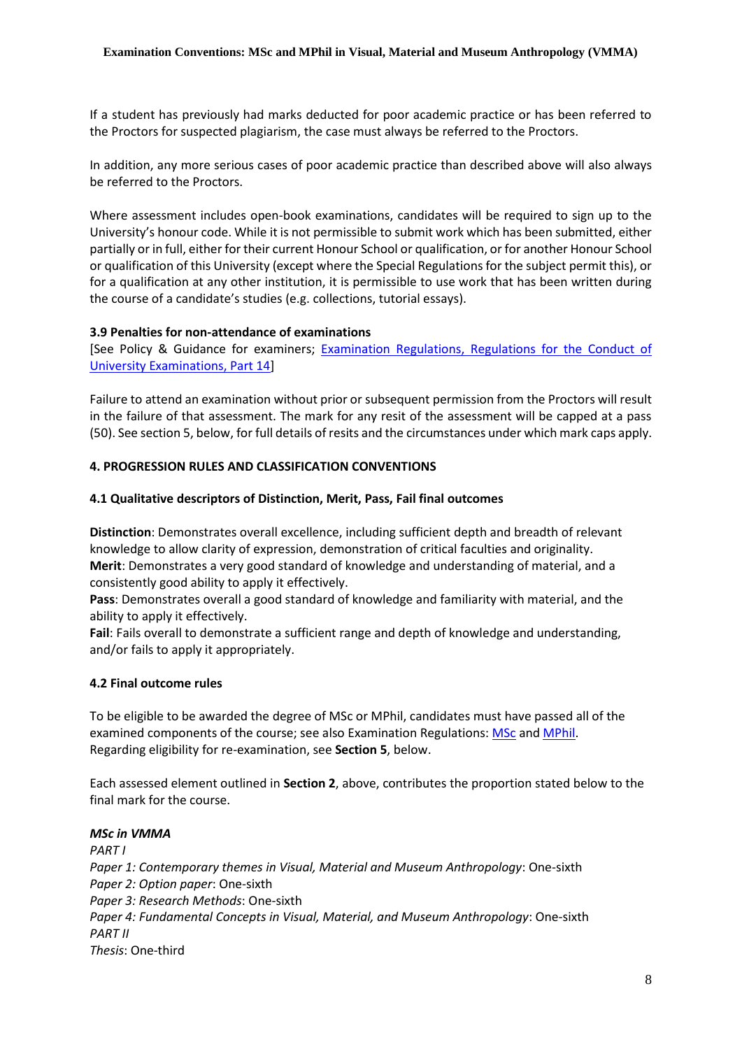If a student has previously had marks deducted for poor academic practice or has been referred to the Proctors for suspected plagiarism, the case must always be referred to the Proctors.

In addition, any more serious cases of poor academic practice than described above will also always be referred to the Proctors.

Where assessment includes open-book examinations, candidates will be required to sign up to the University's honour code. While it is not permissible to submit work which has been submitted, either partially or in full, either for their current Honour School or qualification, or for another Honour School or qualification of this University (except where the Special Regulations for the subject permit this), or for a qualification at any other institution, it is permissible to use work that has been written during the course of a candidate's studies (e.g. collections, tutorial essays).

### 3.9 Penalties for non-attendance of examinations

[See Policy & Guidance for examiners; Examination Regulations, Regulations for the Conduct of University Examinations, Part 14]

Failure to attend an examination without prior or subsequent permission from the Proctors will result in the failure of that assessment. The mark for any resit of the assessment will be capped at a pass (50). See section 5, below, for full details of resits and the circumstances under which mark caps apply.

## 4. PROGRESSION RULES AND CLASSIFICATION CONVENTIONS

### 4.1 Qualitative descriptors of Distinction, Merit, Pass, Fail final outcomes

**Distinction**: Demonstrates overall excellence, including sufficient depth and breadth of relevant knowledge to allow clarity of expression, demonstration of critical faculties and originality.
**Merit**: Demonstrates a very good standard of knowledge and understanding of material, and a consistently good ability to apply it effectively.
**Pass**: Demonstrates overall a good standard of knowledge and familiarity with material, and the ability to apply it effectively.
**Fail**: Fails overall to demonstrate a sufficient range and depth of knowledge and understanding, and/or fails to apply it appropriately.

### 4.2 Final outcome rules

To be eligible to be awarded the degree of MSc or MPhil, candidates must have passed all of the examined components of the course; see also Examination Regulations: MSc and MPhil. Regarding eligibility for re-examination, see **Section 5**, below.

Each assessed element outlined in **Section 2**, above, contributes the proportion stated below to the final mark for the course.

***MSc in VMMA***
*PART I*
*Paper 1: Contemporary themes in Visual, Material and Museum Anthropology*: One-sixth
*Paper 2: Option paper*: One-sixth
*Paper 3: Research Methods*: One-sixth
*Paper 4: Fundamental Concepts in Visual, Material, and Museum Anthropology*: One-sixth
*PART II*
*Thesis*: One-third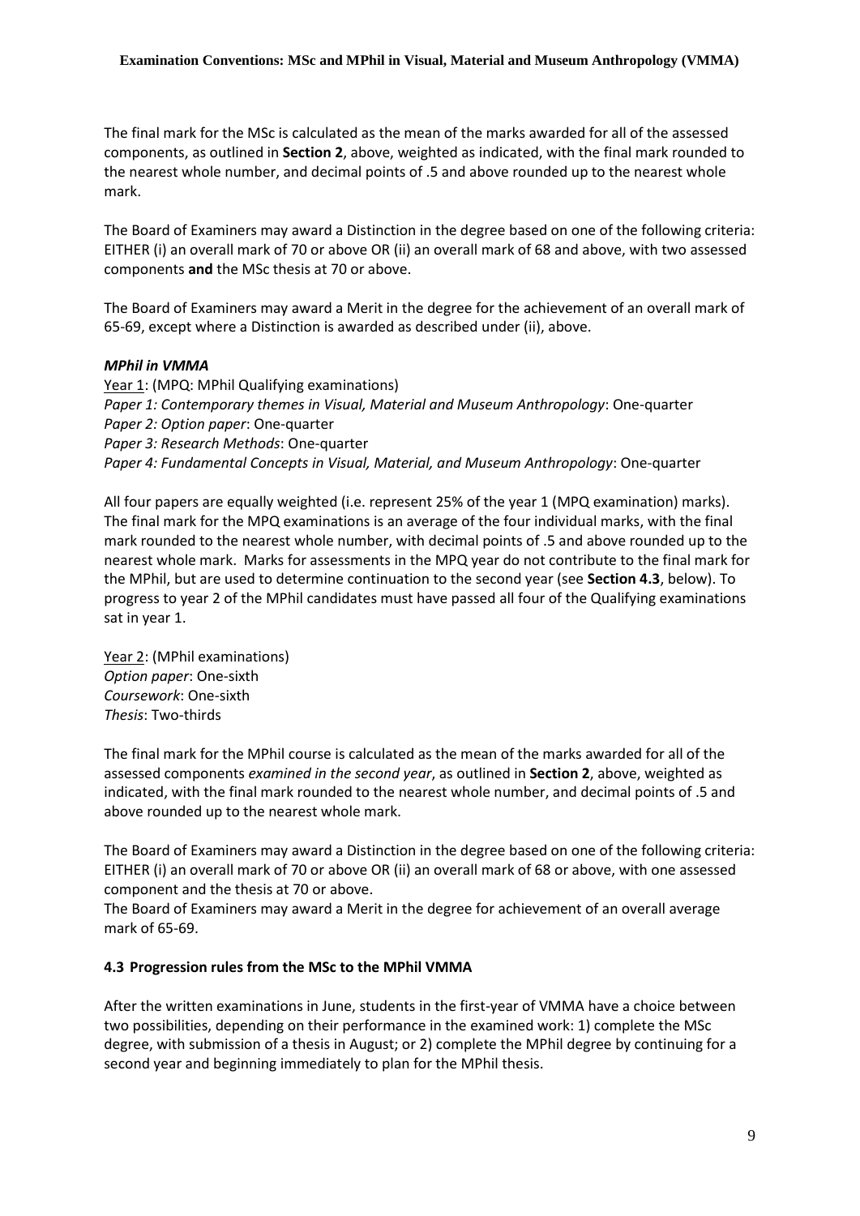The final mark for the MSc is calculated as the mean of the marks awarded for all of the assessed components, as outlined in **Section 2**, above, weighted as indicated, with the final mark rounded to the nearest whole number, and decimal points of .5 and above rounded up to the nearest whole mark.

The Board of Examiners may award a Distinction in the degree based on one of the following criteria: EITHER (i) an overall mark of 70 or above OR (ii) an overall mark of 68 and above, with two assessed components **and** the MSc thesis at 70 or above.

The Board of Examiners may award a Merit in the degree for the achievement of an overall mark of 65-69, except where a Distinction is awarded as described under (ii), above.

***MPhil in VMMA***

Year 1: (MPQ: MPhil Qualifying examinations)
*Paper 1: Contemporary themes in Visual, Material and Museum Anthropology*: One-quarter
*Paper 2: Option paper*: One-quarter
*Paper 3: Research Methods*: One-quarter
*Paper 4: Fundamental Concepts in Visual, Material, and Museum Anthropology*: One-quarter

All four papers are equally weighted (i.e. represent 25% of the year 1 (MPQ examination) marks). The final mark for the MPQ examinations is an average of the four individual marks, with the final mark rounded to the nearest whole number, with decimal points of .5 and above rounded up to the nearest whole mark. Marks for assessments in the MPQ year do not contribute to the final mark for the MPhil, but are used to determine continuation to the second year (see **Section 4.3**, below). To progress to year 2 of the MPhil candidates must have passed all four of the Qualifying examinations sat in year 1.

Year 2: (MPhil examinations)
*Option paper*: One-sixth
*Coursework*: One-sixth
*Thesis*: Two-thirds

The final mark for the MPhil course is calculated as the mean of the marks awarded for all of the assessed components *examined in the second year*, as outlined in **Section 2**, above, weighted as indicated, with the final mark rounded to the nearest whole number, and decimal points of .5 and above rounded up to the nearest whole mark.

The Board of Examiners may award a Distinction in the degree based on one of the following criteria: EITHER (i) an overall mark of 70 or above OR (ii) an overall mark of 68 or above, with one assessed component and the thesis at 70 or above.
The Board of Examiners may award a Merit in the degree for achievement of an overall average mark of 65-69.

### 4.3 Progression rules from the MSc to the MPhil VMMA

After the written examinations in June, students in the first-year of VMMA have a choice between two possibilities, depending on their performance in the examined work: 1) complete the MSc degree, with submission of a thesis in August; or 2) complete the MPhil degree by continuing for a second year and beginning immediately to plan for the MPhil thesis.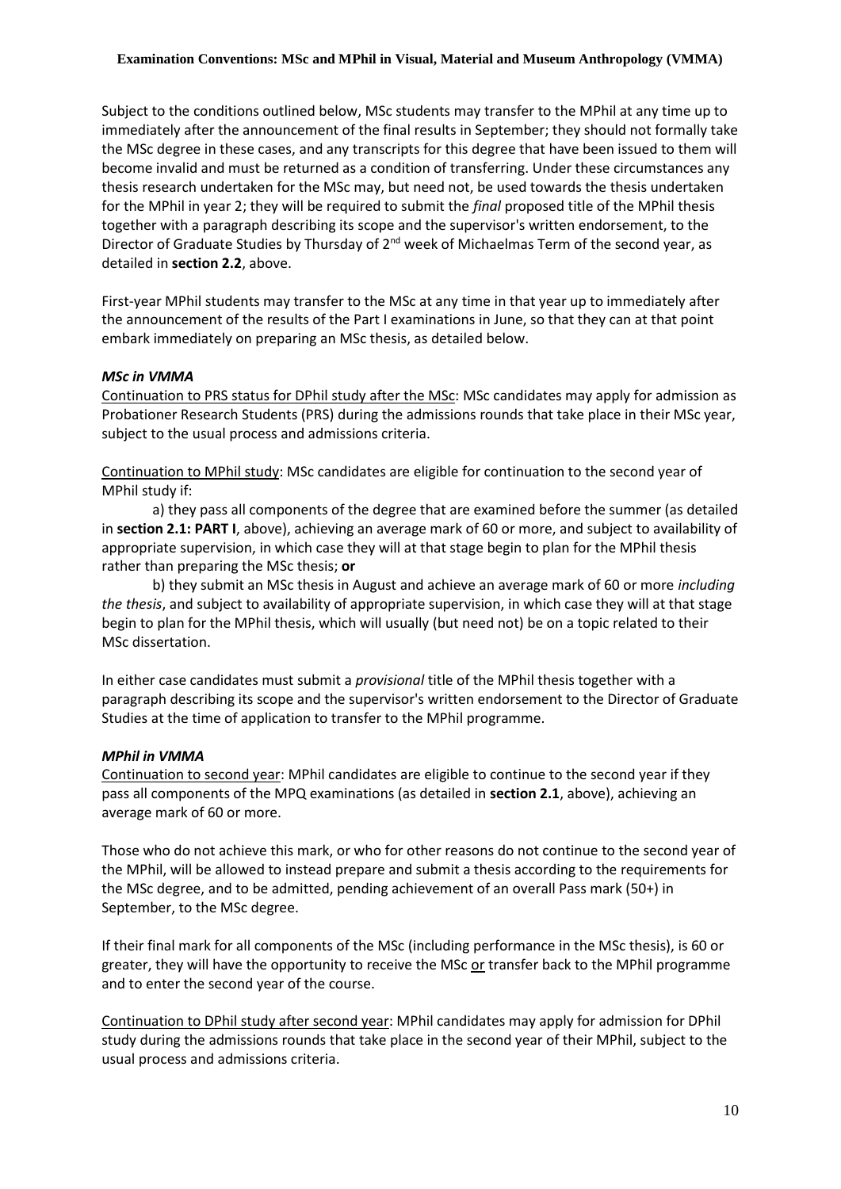Subject to the conditions outlined below, MSc students may transfer to the MPhil at any time up to immediately after the announcement of the final results in September; they should not formally take the MSc degree in these cases, and any transcripts for this degree that have been issued to them will become invalid and must be returned as a condition of transferring. Under these circumstances any thesis research undertaken for the MSc may, but need not, be used towards the thesis undertaken for the MPhil in year 2; they will be required to submit the *final* proposed title of the MPhil thesis together with a paragraph describing its scope and the supervisor's written endorsement, to the Director of Graduate Studies by Thursday of 2nd week of Michaelmas Term of the second year, as detailed in **section 2.2**, above.

First-year MPhil students may transfer to the MSc at any time in that year up to immediately after the announcement of the results of the Part I examinations in June, so that they can at that point embark immediately on preparing an MSc thesis, as detailed below.

***MSc in VMMA***

Continuation to PRS status for DPhil study after the MSc: MSc candidates may apply for admission as Probationer Research Students (PRS) during the admissions rounds that take place in their MSc year, subject to the usual process and admissions criteria.

Continuation to MPhil study: MSc candidates are eligible for continuation to the second year of MPhil study if:

a) they pass all components of the degree that are examined before the summer (as detailed in **section 2.1: PART I**, above), achieving an average mark of 60 or more, and subject to availability of appropriate supervision, in which case they will at that stage begin to plan for the MPhil thesis rather than preparing the MSc thesis; **or**

b) they submit an MSc thesis in August and achieve an average mark of 60 or more *including the thesis*, and subject to availability of appropriate supervision, in which case they will at that stage begin to plan for the MPhil thesis, which will usually (but need not) be on a topic related to their MSc dissertation.

In either case candidates must submit a *provisional* title of the MPhil thesis together with a paragraph describing its scope and the supervisor's written endorsement to the Director of Graduate Studies at the time of application to transfer to the MPhil programme.

***MPhil in VMMA***

Continuation to second year: MPhil candidates are eligible to continue to the second year if they pass all components of the MPQ examinations (as detailed in **section 2.1**, above), achieving an average mark of 60 or more.

Those who do not achieve this mark, or who for other reasons do not continue to the second year of the MPhil, will be allowed to instead prepare and submit a thesis according to the requirements for the MSc degree, and to be admitted, pending achievement of an overall Pass mark (50+) in September, to the MSc degree.

If their final mark for all components of the MSc (including performance in the MSc thesis), is 60 or greater, they will have the opportunity to receive the MSc or transfer back to the MPhil programme and to enter the second year of the course.

Continuation to DPhil study after second year: MPhil candidates may apply for admission for DPhil study during the admissions rounds that take place in the second year of their MPhil, subject to the usual process and admissions criteria.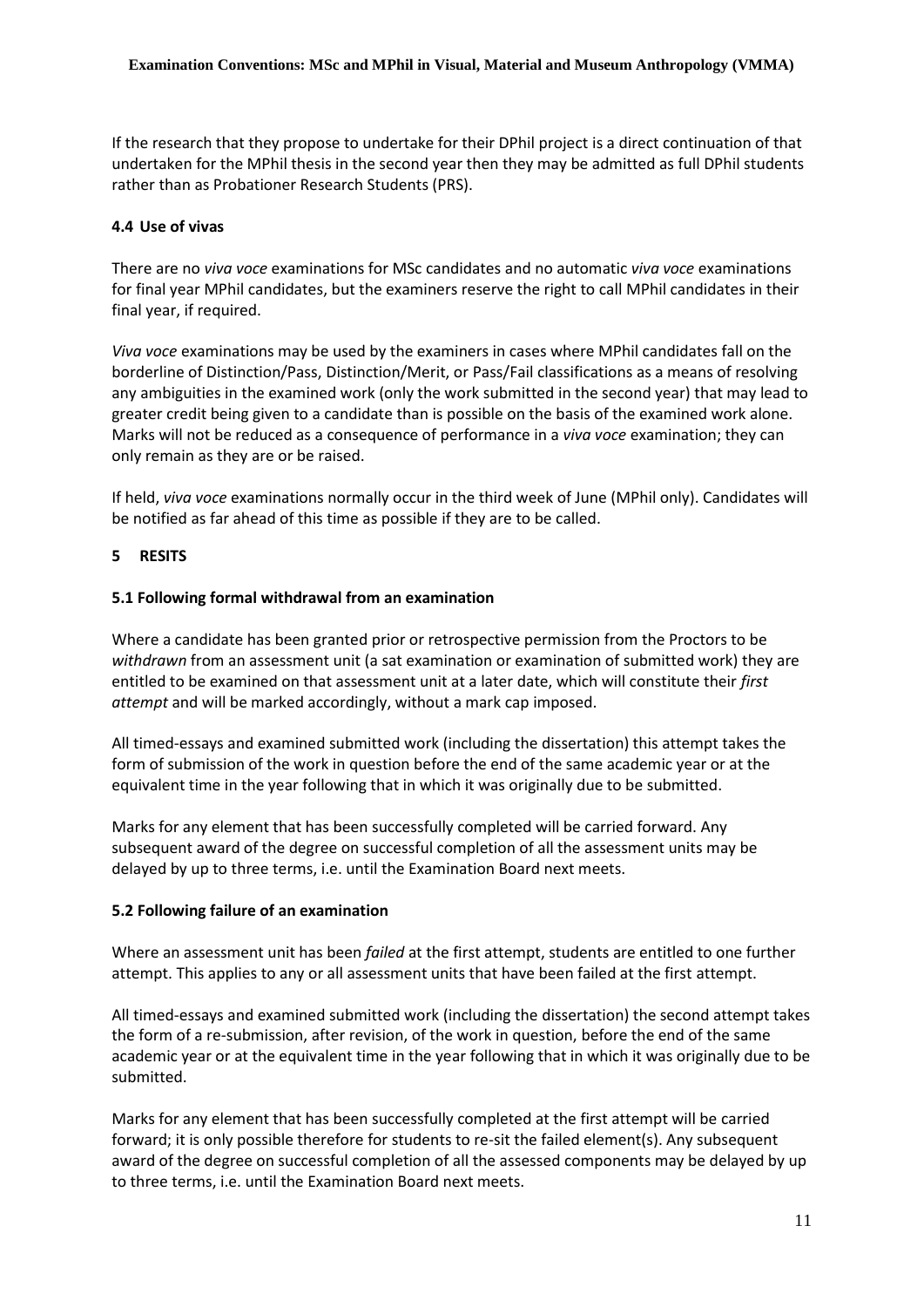If the research that they propose to undertake for their DPhil project is a direct continuation of that undertaken for the MPhil thesis in the second year then they may be admitted as full DPhil students rather than as Probationer Research Students (PRS).

### 4.4 Use of vivas

There are no *viva voce* examinations for MSc candidates and no automatic *viva voce* examinations for final year MPhil candidates, but the examiners reserve the right to call MPhil candidates in their final year, if required.

*Viva voce* examinations may be used by the examiners in cases where MPhil candidates fall on the borderline of Distinction/Pass, Distinction/Merit, or Pass/Fail classifications as a means of resolving any ambiguities in the examined work (only the work submitted in the second year) that may lead to greater credit being given to a candidate than is possible on the basis of the examined work alone. Marks will not be reduced as a consequence of performance in a *viva voce* examination; they can only remain as they are or be raised.

If held, *viva voce* examinations normally occur in the third week of June (MPhil only). Candidates will be notified as far ahead of this time as possible if they are to be called.

## 5 RESITS

### 5.1 Following formal withdrawal from an examination

Where a candidate has been granted prior or retrospective permission from the Proctors to be *withdrawn* from an assessment unit (a sat examination or examination of submitted work) they are entitled to be examined on that assessment unit at a later date, which will constitute their *first attempt* and will be marked accordingly, without a mark cap imposed.

All timed-essays and examined submitted work (including the dissertation) this attempt takes the form of submission of the work in question before the end of the same academic year or at the equivalent time in the year following that in which it was originally due to be submitted.

Marks for any element that has been successfully completed will be carried forward. Any subsequent award of the degree on successful completion of all the assessment units may be delayed by up to three terms, i.e. until the Examination Board next meets.

### 5.2 Following failure of an examination

Where an assessment unit has been *failed* at the first attempt, students are entitled to one further attempt. This applies to any or all assessment units that have been failed at the first attempt.

All timed-essays and examined submitted work (including the dissertation) the second attempt takes the form of a re-submission, after revision, of the work in question, before the end of the same academic year or at the equivalent time in the year following that in which it was originally due to be submitted.

Marks for any element that has been successfully completed at the first attempt will be carried forward; it is only possible therefore for students to re-sit the failed element(s). Any subsequent award of the degree on successful completion of all the assessed components may be delayed by up to three terms, i.e. until the Examination Board next meets.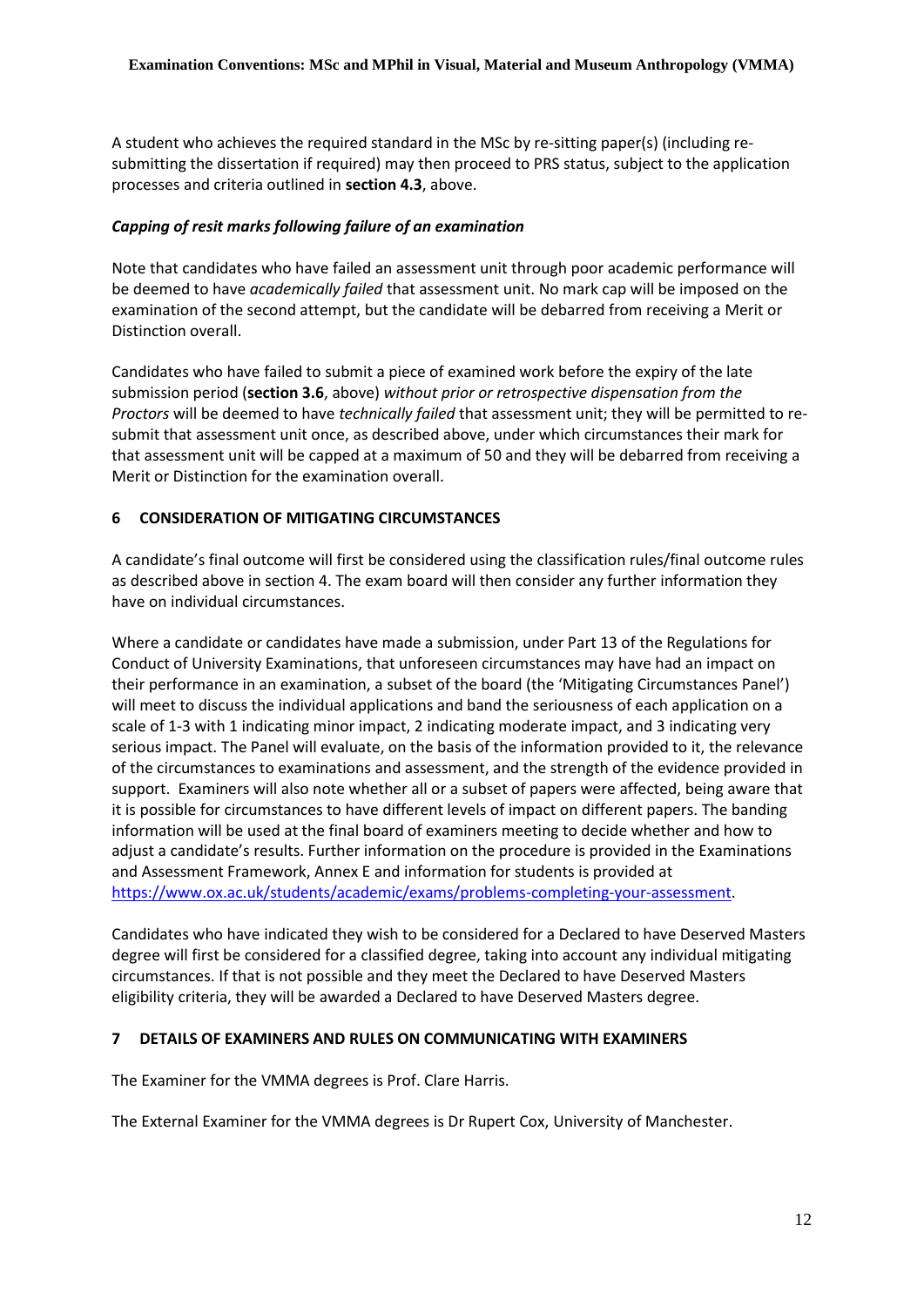A student who achieves the required standard in the MSc by re-sitting paper(s) (including re-submitting the dissertation if required) may then proceed to PRS status, subject to the application processes and criteria outlined in **section 4.3**, above.

***Capping of resit marks following failure of an examination***

Note that candidates who have failed an assessment unit through poor academic performance will be deemed to have *academically failed* that assessment unit. No mark cap will be imposed on the examination of the second attempt, but the candidate will be debarred from receiving a Merit or Distinction overall.

Candidates who have failed to submit a piece of examined work before the expiry of the late submission period (**section 3.6**, above) *without prior or retrospective dispensation from the Proctors* will be deemed to have *technically failed* that assessment unit; they will be permitted to re-submit that assessment unit once, as described above, under which circumstances their mark for that assessment unit will be capped at a maximum of 50 and they will be debarred from receiving a Merit or Distinction for the examination overall.

## 6 CONSIDERATION OF MITIGATING CIRCUMSTANCES

A candidate's final outcome will first be considered using the classification rules/final outcome rules as described above in section 4. The exam board will then consider any further information they have on individual circumstances.

Where a candidate or candidates have made a submission, under Part 13 of the Regulations for Conduct of University Examinations, that unforeseen circumstances may have had an impact on their performance in an examination, a subset of the board (the 'Mitigating Circumstances Panel') will meet to discuss the individual applications and band the seriousness of each application on a scale of 1-3 with 1 indicating minor impact, 2 indicating moderate impact, and 3 indicating very serious impact. The Panel will evaluate, on the basis of the information provided to it, the relevance of the circumstances to examinations and assessment, and the strength of the evidence provided in support. Examiners will also note whether all or a subset of papers were affected, being aware that it is possible for circumstances to have different levels of impact on different papers. The banding information will be used at the final board of examiners meeting to decide whether and how to adjust a candidate's results. Further information on the procedure is provided in the Examinations and Assessment Framework, Annex E and information for students is provided at https://www.ox.ac.uk/students/academic/exams/problems-completing-your-assessment.

Candidates who have indicated they wish to be considered for a Declared to have Deserved Masters degree will first be considered for a classified degree, taking into account any individual mitigating circumstances. If that is not possible and they meet the Declared to have Deserved Masters eligibility criteria, they will be awarded a Declared to have Deserved Masters degree.

## 7 DETAILS OF EXAMINERS AND RULES ON COMMUNICATING WITH EXAMINERS

The Examiner for the VMMA degrees is Prof. Clare Harris.

The External Examiner for the VMMA degrees is Dr Rupert Cox, University of Manchester.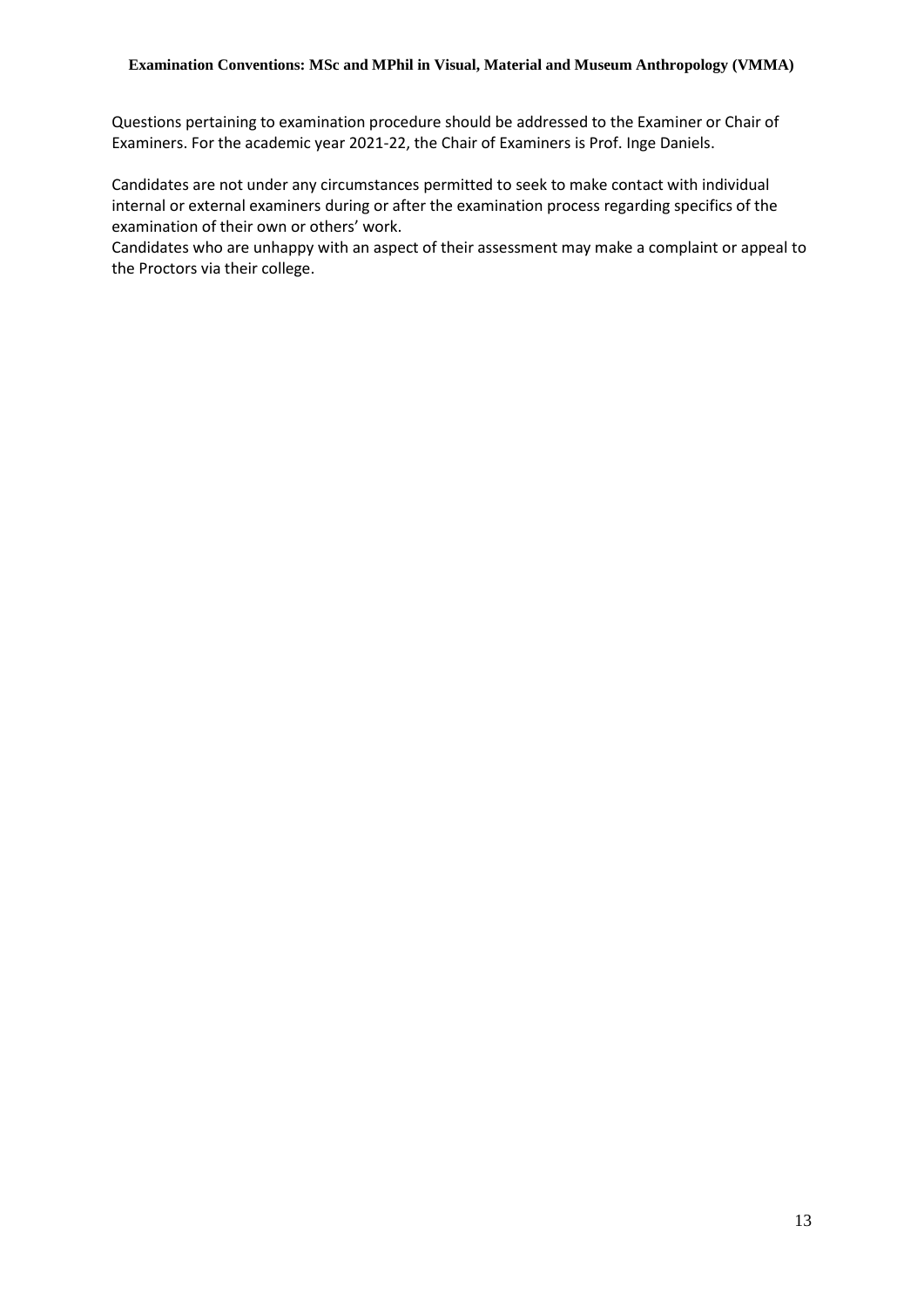Questions pertaining to examination procedure should be addressed to the Examiner or Chair of Examiners. For the academic year 2021-22, the Chair of Examiners is Prof. Inge Daniels.

Candidates are not under any circumstances permitted to seek to make contact with individual internal or external examiners during or after the examination process regarding specifics of the examination of their own or others' work.
Candidates who are unhappy with an aspect of their assessment may make a complaint or appeal to the Proctors via their college.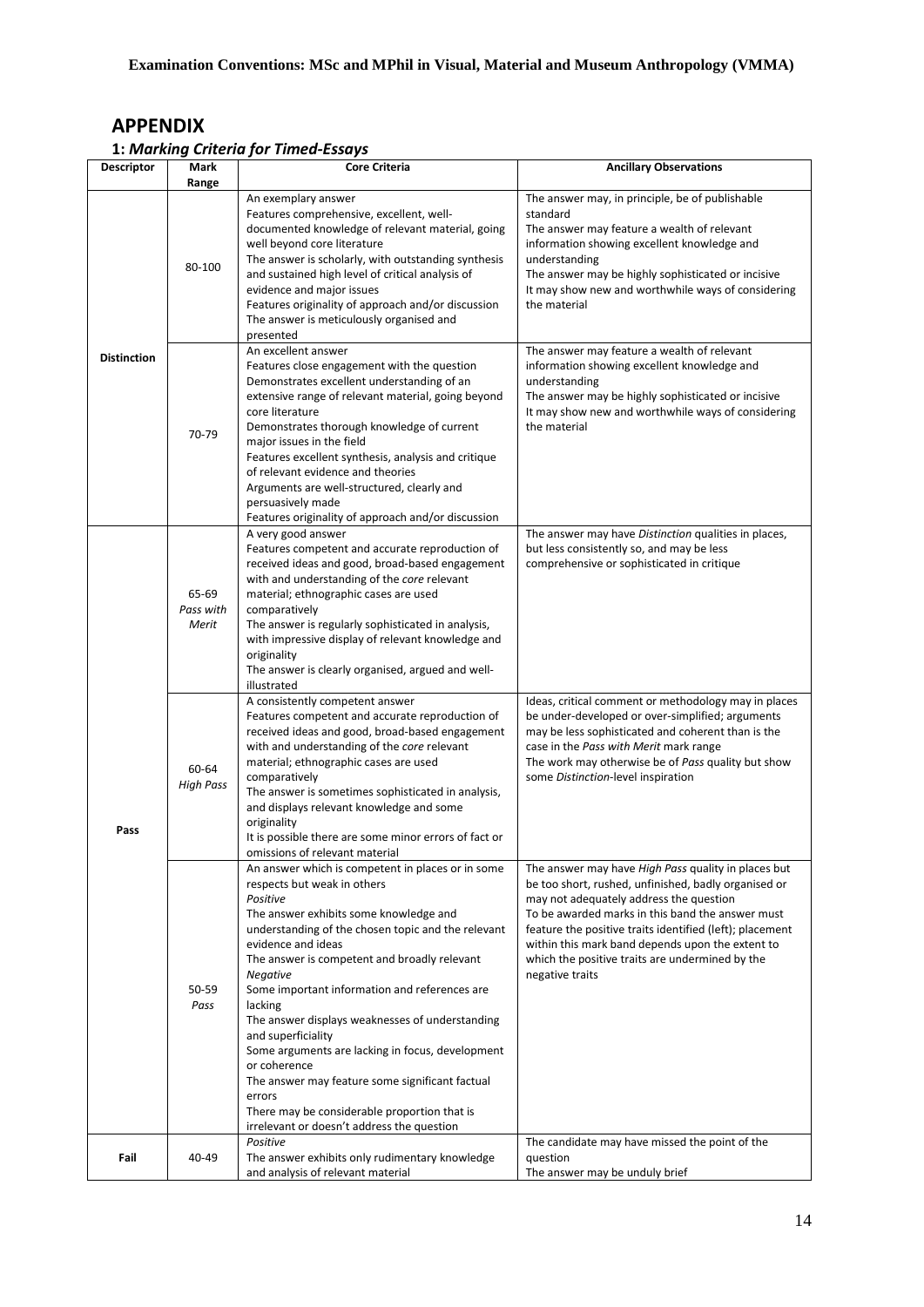## APPENDIX

### 1: *Marking Criteria for Timed-Essays*

| Descriptor | Mark Range | Core Criteria | Ancillary Observations |
|---|---|---|---|
| Distinction | 80-100 | An exemplary answer<br>Features comprehensive, excellent, well-documented knowledge of relevant material, going well beyond core literature<br>The answer is scholarly, with outstanding synthesis and sustained high level of critical analysis of evidence and major issues<br>Features originality of approach and/or discussion<br>The answer is meticulously organised and presented | The answer may, in principle, be of publishable standard<br>The answer may feature a wealth of relevant information showing excellent knowledge and understanding<br>The answer may be highly sophisticated or incisive<br>It may show new and worthwhile ways of considering the material |
| | 70-79 | An excellent answer<br>Features close engagement with the question<br>Demonstrates excellent understanding of an extensive range of relevant material, going beyond core literature<br>Demonstrates thorough knowledge of current major issues in the field<br>Features excellent synthesis, analysis and critique of relevant evidence and theories<br>Arguments are well-structured, clearly and persuasively made<br>Features originality of approach and/or discussion | The answer may feature a wealth of relevant information showing excellent knowledge and understanding<br>The answer may be highly sophisticated or incisive<br>It may show new and worthwhile ways of considering the material |
| Pass | 65-69<br>*Pass with Merit* | A very good answer<br>Features competent and accurate reproduction of received ideas and good, broad-based engagement with and understanding of the *core* relevant material; ethnographic cases are used comparatively<br>The answer is regularly sophisticated in analysis, with impressive display of relevant knowledge and originality<br>The answer is clearly organised, argued and well-illustrated | The answer may have *Distinction* qualities in places, but less consistently so, and may be less comprehensive or sophisticated in critique |
| | 60-64<br>*High Pass* | A consistently competent answer<br>Features competent and accurate reproduction of received ideas and good, broad-based engagement with and understanding of the *core* relevant material; ethnographic cases are used comparatively<br>The answer is sometimes sophisticated in analysis, and displays relevant knowledge and some originality<br>It is possible there are some minor errors of fact or omissions of relevant material | Ideas, critical comment or methodology may in places be under-developed or over-simplified; arguments may be less sophisticated and coherent than is the case in the *Pass with Merit* mark range<br>The work may otherwise be of *Pass* quality but show some *Distinction*-level inspiration |
| | 50-59<br>*Pass* | An answer which is competent in places or in some respects but weak in others<br>*Positive*<br>The answer exhibits some knowledge and understanding of the chosen topic and the relevant evidence and ideas<br>The answer is competent and broadly relevant<br>*Negative*<br>Some important information and references are lacking<br>The answer displays weaknesses of understanding and superficiality<br>Some arguments are lacking in focus, development or coherence<br>The answer may feature some significant factual errors<br>There may be considerable proportion that is irrelevant or doesn't address the question | The answer may have *High Pass* quality in places but be too short, rushed, unfinished, badly organised or may not adequately address the question<br>To be awarded marks in this band the answer must feature the positive traits identified (left); placement within this mark band depends upon the extent to which the positive traits are undermined by the negative traits |
| Fail | 40-49 | *Positive*<br>The answer exhibits only rudimentary knowledge and analysis of relevant material | The candidate may have missed the point of the question<br>The answer may be unduly brief |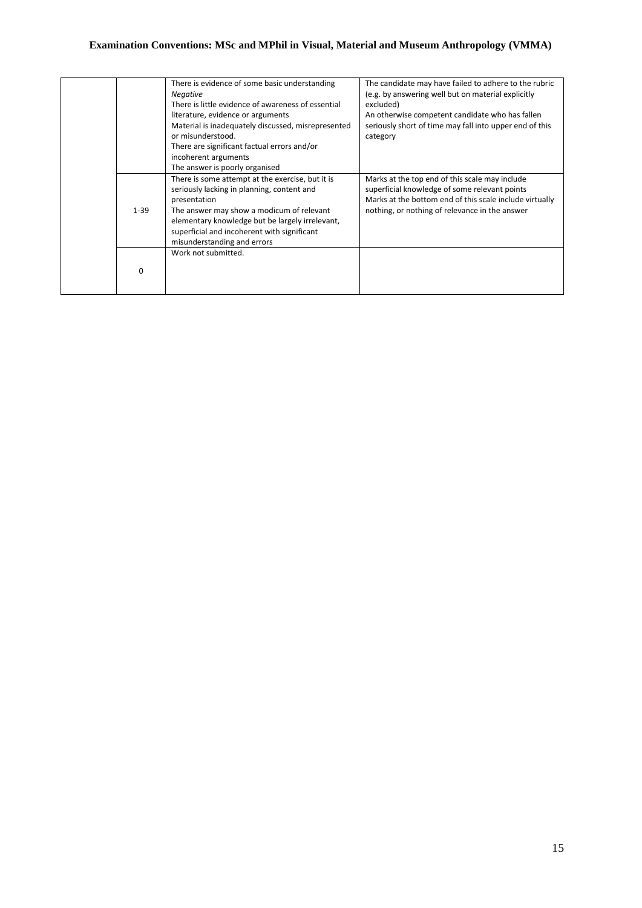| | | | |
|---|---|---|---|
| | | There is evidence of some basic understanding<br>*Negative*<br>There is little evidence of awareness of essential literature, evidence or arguments<br>Material is inadequately discussed, misrepresented or misunderstood.<br>There are significant factual errors and/or incoherent arguments<br>The answer is poorly organised | The candidate may have failed to adhere to the rubric (e.g. by answering well but on material explicitly excluded)<br>An otherwise competent candidate who has fallen seriously short of time may fall into upper end of this category |
| | 1-39 | There is some attempt at the exercise, but it is seriously lacking in planning, content and presentation<br>The answer may show a modicum of relevant elementary knowledge but be largely irrelevant, superficial and incoherent with significant misunderstanding and errors | Marks at the top end of this scale may include superficial knowledge of some relevant points<br>Marks at the bottom end of this scale include virtually nothing, or nothing of relevance in the answer |
| | 0 | Work not submitted. | |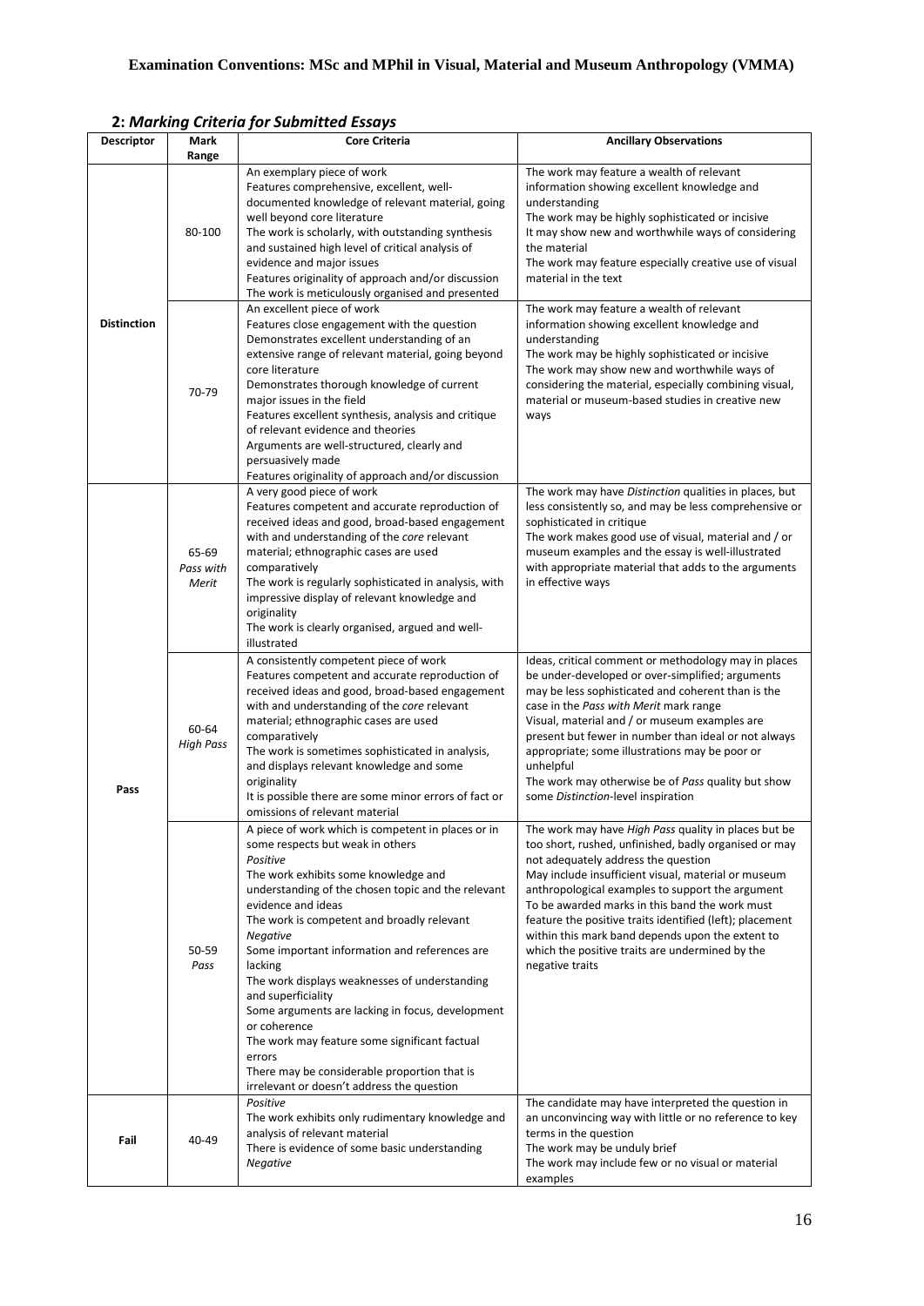**2: *Marking Criteria for Submitted Essays***

| Descriptor | Mark Range | Core Criteria | Ancillary Observations |
|---|---|---|---|
| Distinction | 80-100 | An exemplary piece of work<br>Features comprehensive, excellent, well-documented knowledge of relevant material, going well beyond core literature<br>The work is scholarly, with outstanding synthesis and sustained high level of critical analysis of evidence and major issues<br>Features originality of approach and/or discussion<br>The work is meticulously organised and presented | The work may feature a wealth of relevant information showing excellent knowledge and understanding<br>The work may be highly sophisticated or incisive<br>It may show new and worthwhile ways of considering the material<br>The work may feature especially creative use of visual material in the text |
| | 70-79 | An excellent piece of work<br>Features close engagement with the question<br>Demonstrates excellent understanding of an extensive range of relevant material, going beyond core literature<br>Demonstrates thorough knowledge of current major issues in the field<br>Features excellent synthesis, analysis and critique of relevant evidence and theories<br>Arguments are well-structured, clearly and persuasively made<br>Features originality of approach and/or discussion | The work may feature a wealth of relevant information showing excellent knowledge and understanding<br>The work may be highly sophisticated or incisive<br>The work may show new and worthwhile ways of considering the material, especially combining visual, material or museum-based studies in creative new ways |
| Pass | 65-69 *Pass with Merit* | A very good piece of work<br>Features competent and accurate reproduction of received ideas and good, broad-based engagement with and understanding of the *core* relevant material; ethnographic cases are used comparatively<br>The work is regularly sophisticated in analysis, with impressive display of relevant knowledge and originality<br>The work is clearly organised, argued and well-illustrated | The work may have *Distinction* qualities in places, but less consistently so, and may be less comprehensive or sophisticated in critique<br>The work makes good use of visual, material and / or museum examples and the essay is well-illustrated with appropriate material that adds to the arguments in effective ways |
| | 60-64 *High Pass* | A consistently competent piece of work<br>Features competent and accurate reproduction of received ideas and good, broad-based engagement with and understanding of the *core* relevant material; ethnographic cases are used comparatively<br>The work is sometimes sophisticated in analysis, and displays relevant knowledge and some originality<br>It is possible there are some minor errors of fact or omissions of relevant material | Ideas, critical comment or methodology may in places be under-developed or over-simplified; arguments may be less sophisticated and coherent than is the case in the *Pass with Merit* mark range<br>Visual, material and / or museum examples are present but fewer in number than ideal or not always appropriate; some illustrations may be poor or unhelpful<br>The work may otherwise be of *Pass* quality but show some *Distinction*-level inspiration |
| | 50-59 *Pass* | A piece of work which is competent in places or in some respects but weak in others<br>*Positive*<br>The work exhibits some knowledge and understanding of the chosen topic and the relevant evidence and ideas<br>The work is competent and broadly relevant<br>*Negative*<br>Some important information and references are lacking<br>The work displays weaknesses of understanding and superficiality<br>Some arguments are lacking in focus, development or coherence<br>The work may feature some significant factual errors<br>There may be considerable proportion that is irrelevant or doesn't address the question | The work may have *High Pass* quality in places but be too short, rushed, unfinished, badly organised or may not adequately address the question<br>May include insufficient visual, material or museum anthropological examples to support the argument<br>To be awarded marks in this band the work must feature the positive traits identified (left); placement within this mark band depends upon the extent to which the positive traits are undermined by the negative traits |
| Fail | 40-49 | *Positive*<br>The work exhibits only rudimentary knowledge and analysis of relevant material<br>There is evidence of some basic understanding<br>*Negative* | The candidate may have interpreted the question in an unconvincing way with little or no reference to key terms in the question<br>The work may be unduly brief<br>The work may include few or no visual or material examples |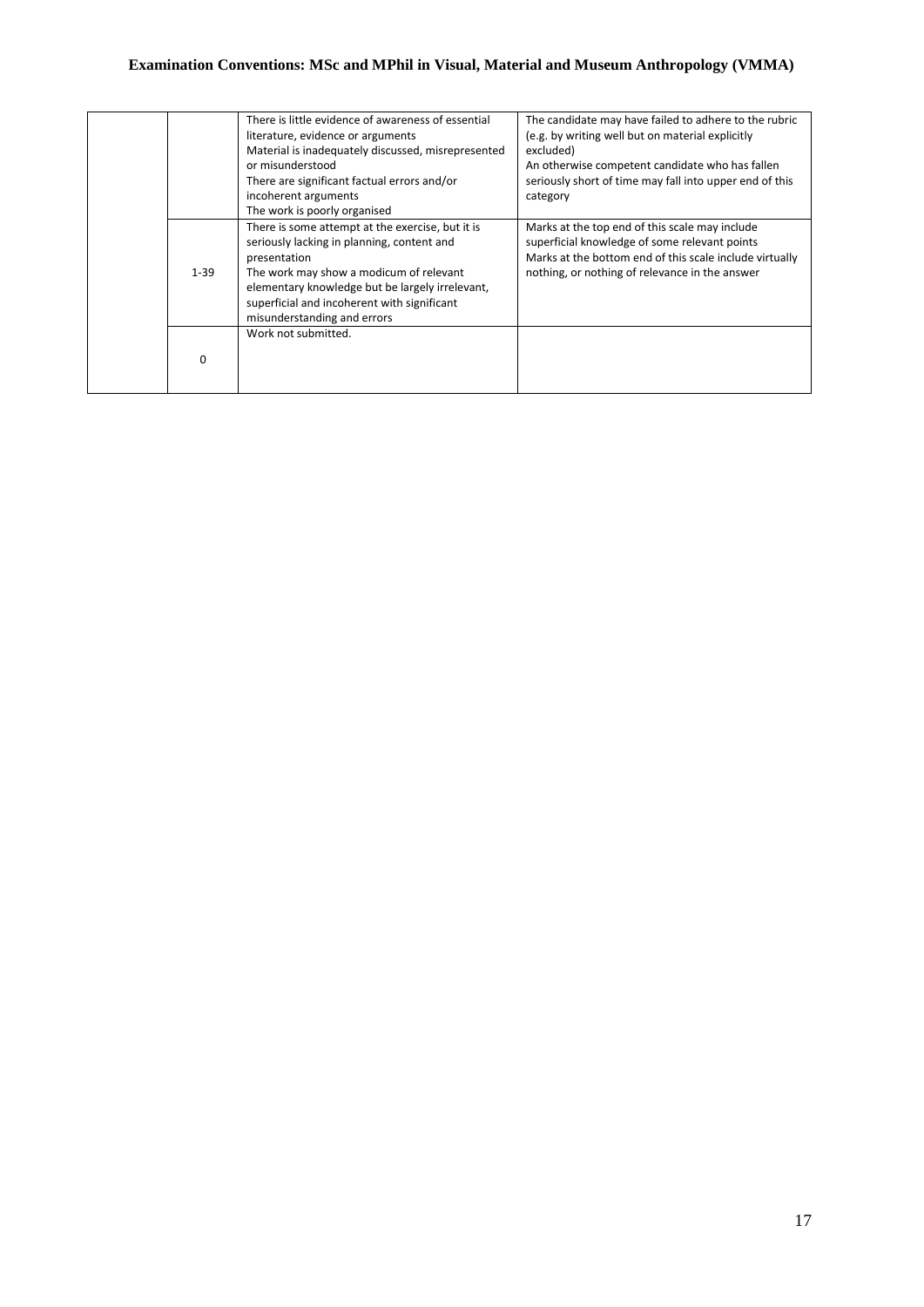| | | | |
|---|---|---|---|
| | | There is little evidence of awareness of essential literature, evidence or arguments<br>Material is inadequately discussed, misrepresented or misunderstood<br>There are significant factual errors and/or incoherent arguments<br>The work is poorly organised | The candidate may have failed to adhere to the rubric (e.g. by writing well but on material explicitly excluded)<br>An otherwise competent candidate who has fallen seriously short of time may fall into upper end of this category |
| | 1-39 | There is some attempt at the exercise, but it is seriously lacking in planning, content and presentation<br>The work may show a modicum of relevant elementary knowledge but be largely irrelevant, superficial and incoherent with significant misunderstanding and errors | Marks at the top end of this scale may include superficial knowledge of some relevant points<br>Marks at the bottom end of this scale include virtually nothing, or nothing of relevance in the answer |
| | 0 | Work not submitted. | |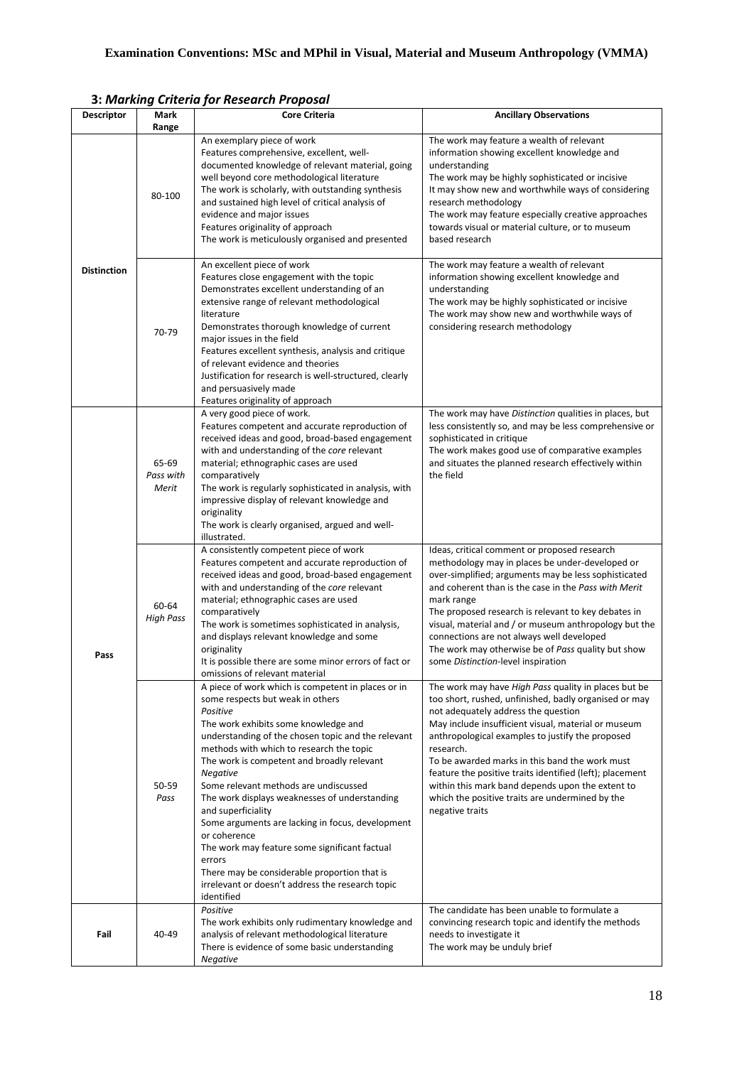**Examination Conventions: MSc and MPhil in Visual, Material and Museum Anthropology (VMMA)**

### 3: *Marking Criteria for Research Proposal*

| Descriptor | Mark Range | Core Criteria | Ancillary Observations |
|---|---|---|---|
| Distinction | 80-100 | An exemplary piece of work<br>Features comprehensive, excellent, well-documented knowledge of relevant material, going well beyond core methodological literature<br>The work is scholarly, with outstanding synthesis and sustained high level of critical analysis of evidence and major issues<br>Features originality of approach<br>The work is meticulously organised and presented | The work may feature a wealth of relevant information showing excellent knowledge and understanding<br>The work may be highly sophisticated or incisive<br>It may show new and worthwhile ways of considering research methodology<br>The work may feature especially creative approaches towards visual or material culture, or to museum based research |
| | 70-79 | An excellent piece of work<br>Features close engagement with the topic<br>Demonstrates excellent understanding of an extensive range of relevant methodological literature<br>Demonstrates thorough knowledge of current major issues in the field<br>Features excellent synthesis, analysis and critique of relevant evidence and theories<br>Justification for research is well-structured, clearly and persuasively made<br>Features originality of approach | The work may feature a wealth of relevant information showing excellent knowledge and understanding<br>The work may be highly sophisticated or incisive<br>The work may show new and worthwhile ways of considering research methodology |
| Pass | 65-69 *Pass with Merit* | A very good piece of work.<br>Features competent and accurate reproduction of received ideas and good, broad-based engagement with and understanding of the *core* relevant material; ethnographic cases are used comparatively<br>The work is regularly sophisticated in analysis, with impressive display of relevant knowledge and originality<br>The work is clearly organised, argued and well-illustrated. | The work may have *Distinction* qualities in places, but less consistently so, and may be less comprehensive or sophisticated in critique<br>The work makes good use of comparative examples and situates the planned research effectively within the field |
| | 60-64 *High Pass* | A consistently competent piece of work<br>Features competent and accurate reproduction of received ideas and good, broad-based engagement with and understanding of the *core* relevant material; ethnographic cases are used comparatively<br>The work is sometimes sophisticated in analysis, and displays relevant knowledge and some originality<br>It is possible there are some minor errors of fact or omissions of relevant material | Ideas, critical comment or proposed research methodology may in places be under-developed or over-simplified; arguments may be less sophisticated and coherent than is the case in the *Pass with Merit* mark range<br>The proposed research is relevant to key debates in visual, material and / or museum anthropology but the connections are not always well developed<br>The work may otherwise be of *Pass* quality but show some *Distinction*-level inspiration |
| | 50-59 *Pass* | A piece of work which is competent in places or in some respects but weak in others<br>*Positive*<br>The work exhibits some knowledge and understanding of the chosen topic and the relevant methods with which to research the topic<br>The work is competent and broadly relevant<br>*Negative*<br>Some relevant methods are undiscussed<br>The work displays weaknesses of understanding and superficiality<br>Some arguments are lacking in focus, development or coherence<br>The work may feature some significant factual errors<br>There may be considerable proportion that is irrelevant or doesn't address the research topic identified | The work may have *High Pass* quality in places but be too short, rushed, unfinished, badly organised or may not adequately address the question<br>May include insufficient visual, material or museum anthropological examples to justify the proposed research.<br>To be awarded marks in this band the work must feature the positive traits identified (left); placement within this mark band depends upon the extent to which the positive traits are undermined by the negative traits |
| Fail | 40-49 | *Positive*<br>The work exhibits only rudimentary knowledge and analysis of relevant methodological literature<br>There is evidence of some basic understanding<br>*Negative* | The candidate has been unable to formulate a convincing research topic and identify the methods needs to investigate it<br>The work may be unduly brief |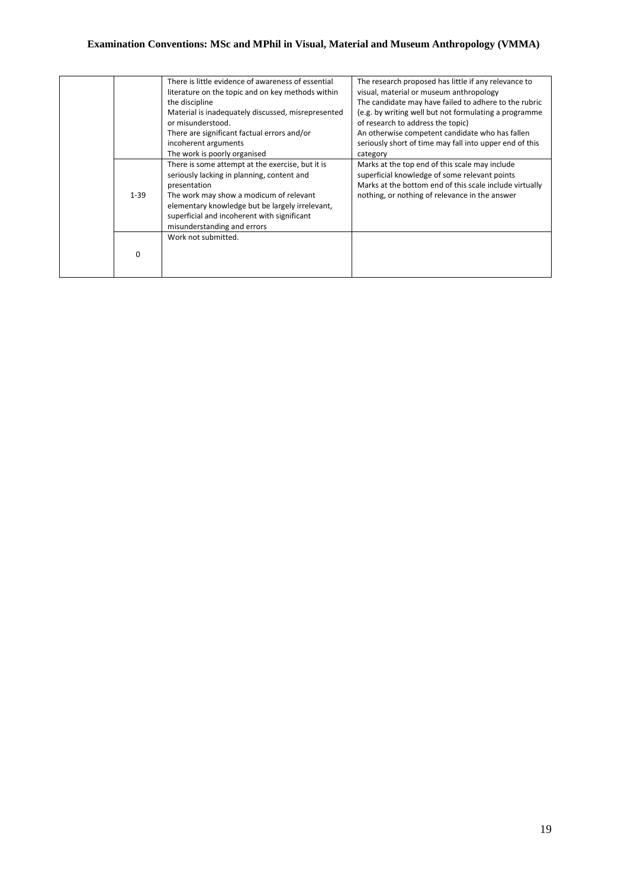| | | | |
|---|---|---|---|
| | | There is little evidence of awareness of essential literature on the topic and on key methods within the discipline<br>Material is inadequately discussed, misrepresented or misunderstood.<br>There are significant factual errors and/or incoherent arguments<br>The work is poorly organised | The research proposed has little if any relevance to visual, material or museum anthropology<br>The candidate may have failed to adhere to the rubric (e.g. by writing well but not formulating a programme of research to address the topic)<br>An otherwise competent candidate who has fallen seriously short of time may fall into upper end of this category |
| | 1-39 | There is some attempt at the exercise, but it is seriously lacking in planning, content and presentation<br>The work may show a modicum of relevant elementary knowledge but be largely irrelevant, superficial and incoherent with significant misunderstanding and errors | Marks at the top end of this scale may include superficial knowledge of some relevant points<br>Marks at the bottom end of this scale include virtually nothing, or nothing of relevance in the answer |
| | 0 | Work not submitted. | |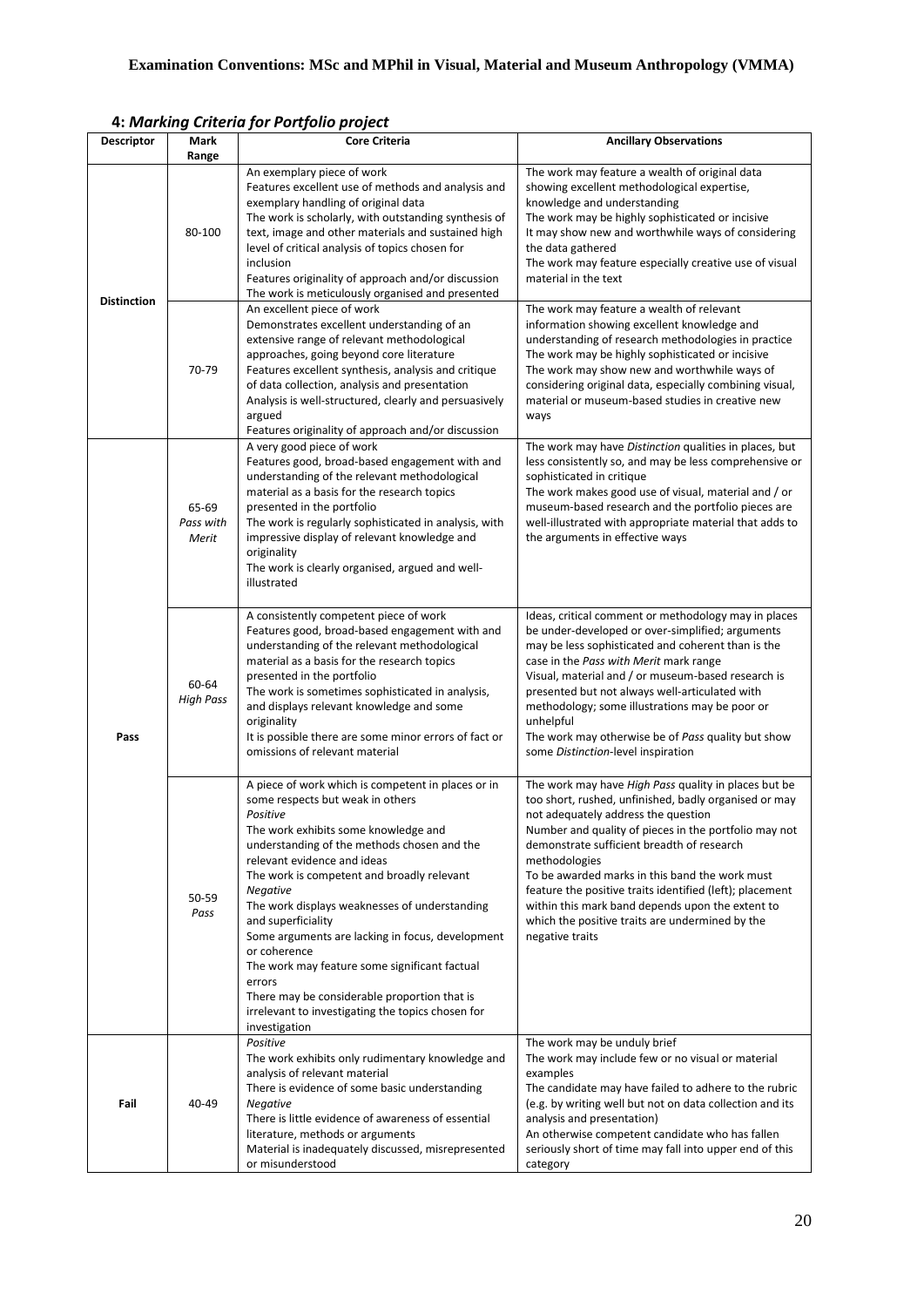**Examination Conventions: MSc and MPhil in Visual, Material and Museum Anthropology (VMMA)**

## 4: *Marking Criteria for Portfolio project*

| Descriptor | Mark Range | Core Criteria | Ancillary Observations |
|---|---|---|---|
| Distinction | 80-100 | An exemplary piece of work<br>Features excellent use of methods and analysis and exemplary handling of original data<br>The work is scholarly, with outstanding synthesis of text, image and other materials and sustained high level of critical analysis of topics chosen for inclusion<br>Features originality of approach and/or discussion<br>The work is meticulously organised and presented | The work may feature a wealth of original data showing excellent methodological expertise, knowledge and understanding<br>The work may be highly sophisticated or incisive<br>It may show new and worthwhile ways of considering the data gathered<br>The work may feature especially creative use of visual material in the text |
| | 70-79 | An excellent piece of work<br>Demonstrates excellent understanding of an extensive range of relevant methodological approaches, going beyond core literature<br>Features excellent synthesis, analysis and critique of data collection, analysis and presentation<br>Analysis is well-structured, clearly and persuasively argued<br>Features originality of approach and/or discussion | The work may feature a wealth of relevant information showing excellent knowledge and understanding of research methodologies in practice<br>The work may be highly sophisticated or incisive<br>The work may show new and worthwhile ways of considering original data, especially combining visual, material or museum-based studies in creative new ways |
| Pass | 65-69 *Pass with Merit* | A very good piece of work<br>Features good, broad-based engagement with and understanding of the relevant methodological material as a basis for the research topics presented in the portfolio<br>The work is regularly sophisticated in analysis, with impressive display of relevant knowledge and originality<br>The work is clearly organised, argued and well-illustrated | The work may have *Distinction* qualities in places, but less consistently so, and may be less comprehensive or sophisticated in critique<br>The work makes good use of visual, material and / or museum-based research and the portfolio pieces are well-illustrated with appropriate material that adds to the arguments in effective ways |
| | 60-64 *High Pass* | A consistently competent piece of work<br>Features good, broad-based engagement with and understanding of the relevant methodological material as a basis for the research topics presented in the portfolio<br>The work is sometimes sophisticated in analysis, and displays relevant knowledge and some originality<br>It is possible there are some minor errors of fact or omissions of relevant material | Ideas, critical comment or methodology may in places be under-developed or over-simplified; arguments may be less sophisticated and coherent than is the case in the *Pass with Merit* mark range<br>Visual, material and / or museum-based research is presented but not always well-articulated with methodology; some illustrations may be poor or unhelpful<br>The work may otherwise be of *Pass* quality but show some *Distinction*-level inspiration |
| | 50-59 *Pass* | A piece of work which is competent in places or in some respects but weak in others<br>*Positive*<br>The work exhibits some knowledge and understanding of the methods chosen and the relevant evidence and ideas<br>The work is competent and broadly relevant<br>*Negative*<br>The work displays weaknesses of understanding and superficiality<br>Some arguments are lacking in focus, development or coherence<br>The work may feature some significant factual errors<br>There may be considerable proportion that is irrelevant to investigating the topics chosen for investigation | The work may have *High Pass* quality in places but be too short, rushed, unfinished, badly organised or may not adequately address the question<br>Number and quality of pieces in the portfolio may not demonstrate sufficient breadth of research methodologies<br>To be awarded marks in this band the work must feature the positive traits identified (left); placement within this mark band depends upon the extent to which the positive traits are undermined by the negative traits |
| Fail | 40-49 | *Positive*<br>The work exhibits only rudimentary knowledge and analysis of relevant material<br>There is evidence of some basic understanding<br>*Negative*<br>There is little evidence of awareness of essential literature, methods or arguments<br>Material is inadequately discussed, misrepresented or misunderstood | The work may be unduly brief<br>The work may include few or no visual or material examples<br>The candidate may have failed to adhere to the rubric (e.g. by writing well but not on data collection and its analysis and presentation)<br>An otherwise competent candidate who has fallen seriously short of time may fall into upper end of this category |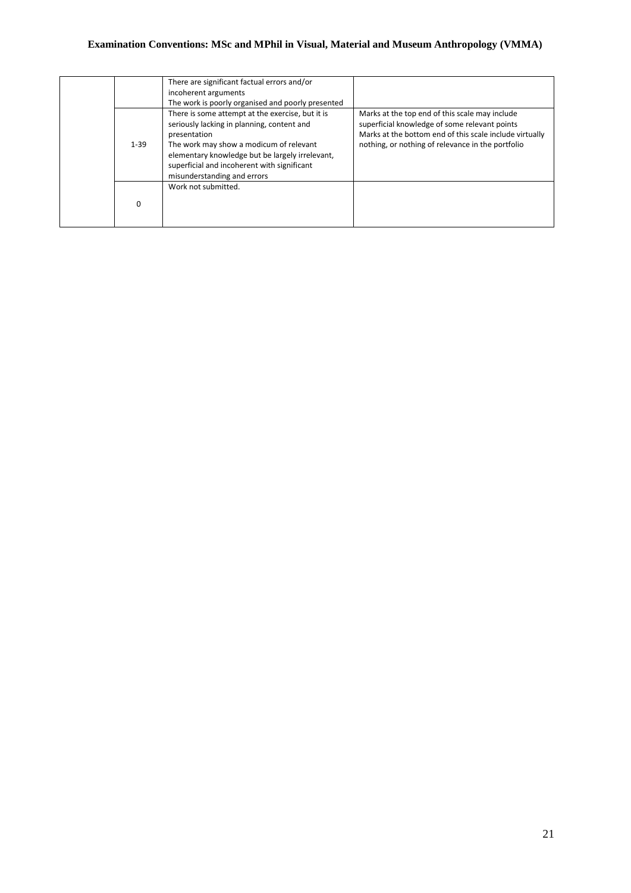| | | | |
|---|---|---|---|
| | | There are significant factual errors and/or incoherent arguments<br>The work is poorly organised and poorly presented | |
| | 1-39 | There is some attempt at the exercise, but it is seriously lacking in planning, content and presentation<br>The work may show a modicum of relevant elementary knowledge but be largely irrelevant, superficial and incoherent with significant misunderstanding and errors | Marks at the top end of this scale may include superficial knowledge of some relevant points<br>Marks at the bottom end of this scale include virtually nothing, or nothing of relevance in the portfolio |
| | 0 | Work not submitted. | |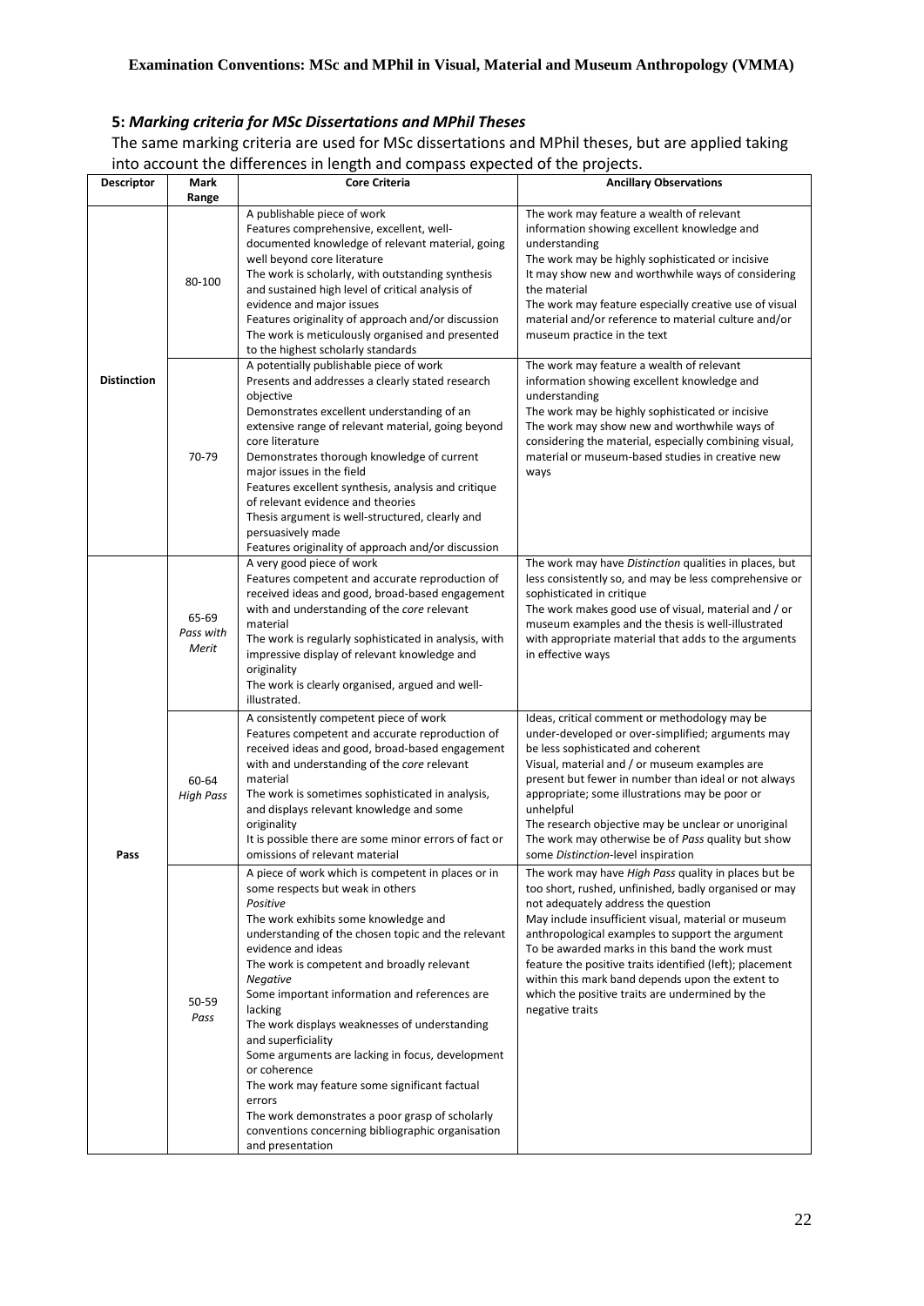## 5: *Marking criteria for MSc Dissertations and MPhil Theses*

The same marking criteria are used for MSc dissertations and MPhil theses, but are applied taking into account the differences in length and compass expected of the projects.

| Descriptor | Mark Range | Core Criteria | Ancillary Observations |
|---|---|---|---|
| Distinction | 80-100 | A publishable piece of work<br>Features comprehensive, excellent, well-documented knowledge of relevant material, going well beyond core literature<br>The work is scholarly, with outstanding synthesis and sustained high level of critical analysis of evidence and major issues<br>Features originality of approach and/or discussion<br>The work is meticulously organised and presented to the highest scholarly standards | The work may feature a wealth of relevant information showing excellent knowledge and understanding<br>The work may be highly sophisticated or incisive<br>It may show new and worthwhile ways of considering the material<br>The work may feature especially creative use of visual material and/or reference to material culture and/or museum practice in the text |
| | 70-79 | A potentially publishable piece of work<br>Presents and addresses a clearly stated research objective<br>Demonstrates excellent understanding of an extensive range of relevant material, going beyond core literature<br>Demonstrates thorough knowledge of current major issues in the field<br>Features excellent synthesis, analysis and critique of relevant evidence and theories<br>Thesis argument is well-structured, clearly and persuasively made<br>Features originality of approach and/or discussion | The work may feature a wealth of relevant information showing excellent knowledge and understanding<br>The work may be highly sophisticated or incisive<br>The work may show new and worthwhile ways of considering the material, especially combining visual, material or museum-based studies in creative new ways |
| Pass | 65-69<br>*Pass with Merit* | A very good piece of work<br>Features competent and accurate reproduction of received ideas and good, broad-based engagement with and understanding of the *core* relevant material<br>The work is regularly sophisticated in analysis, with impressive display of relevant knowledge and originality<br>The work is clearly organised, argued and well-illustrated. | The work may have *Distinction* qualities in places, but less consistently so, and may be less comprehensive or sophisticated in critique<br>The work makes good use of visual, material and / or museum examples and the thesis is well-illustrated with appropriate material that adds to the arguments in effective ways |
| | 60-64<br>*High Pass* | A consistently competent piece of work<br>Features competent and accurate reproduction of received ideas and good, broad-based engagement with and understanding of the *core* relevant material<br>The work is sometimes sophisticated in analysis, and displays relevant knowledge and some originality<br>It is possible there are some minor errors of fact or omissions of relevant material | Ideas, critical comment or methodology may be under-developed or over-simplified; arguments may be less sophisticated and coherent<br>Visual, material and / or museum examples are present but fewer in number than ideal or not always appropriate; some illustrations may be poor or unhelpful<br>The research objective may be unclear or unoriginal<br>The work may otherwise be of *Pass* quality but show some *Distinction*-level inspiration |
| | 50-59<br>*Pass* | A piece of work which is competent in places or in some respects but weak in others<br>*Positive*<br>The work exhibits some knowledge and understanding of the chosen topic and the relevant evidence and ideas<br>The work is competent and broadly relevant<br>*Negative*<br>Some important information and references are lacking<br>The work displays weaknesses of understanding and superficiality<br>Some arguments are lacking in focus, development or coherence<br>The work may feature some significant factual errors<br>The work demonstrates a poor grasp of scholarly conventions concerning bibliographic organisation and presentation | The work may have *High Pass* quality in places but be too short, rushed, unfinished, badly organised or may not adequately address the question<br>May include insufficient visual, material or museum anthropological examples to support the argument<br>To be awarded marks in this band the work must feature the positive traits identified (left); placement within this mark band depends upon the extent to which the positive traits are undermined by the negative traits |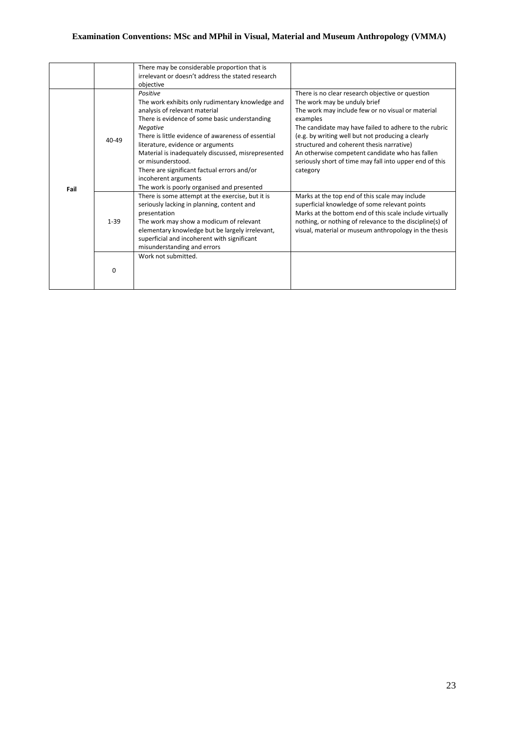| | | | |
|---|---|---|---|
| | | There may be considerable proportion that is irrelevant or doesn't address the stated research objective | |
| Fail | 40-49 | *Positive*<br>The work exhibits only rudimentary knowledge and analysis of relevant material<br>There is evidence of some basic understanding<br>*Negative*<br>There is little evidence of awareness of essential literature, evidence or arguments<br>Material is inadequately discussed, misrepresented or misunderstood.<br>There are significant factual errors and/or incoherent arguments<br>The work is poorly organised and presented | There is no clear research objective or question<br>The work may be unduly brief<br>The work may include few or no visual or material examples<br>The candidate may have failed to adhere to the rubric (e.g. by writing well but not producing a clearly structured and coherent thesis narrative)<br>An otherwise competent candidate who has fallen seriously short of time may fall into upper end of this category |
| | 1-39 | There is some attempt at the exercise, but it is seriously lacking in planning, content and presentation<br>The work may show a modicum of relevant elementary knowledge but be largely irrelevant, superficial and incoherent with significant misunderstanding and errors | Marks at the top end of this scale may include superficial knowledge of some relevant points<br>Marks at the bottom end of this scale include virtually nothing, or nothing of relevance to the discipline(s) of visual, material or museum anthropology in the thesis |
| | 0 | Work not submitted. | |